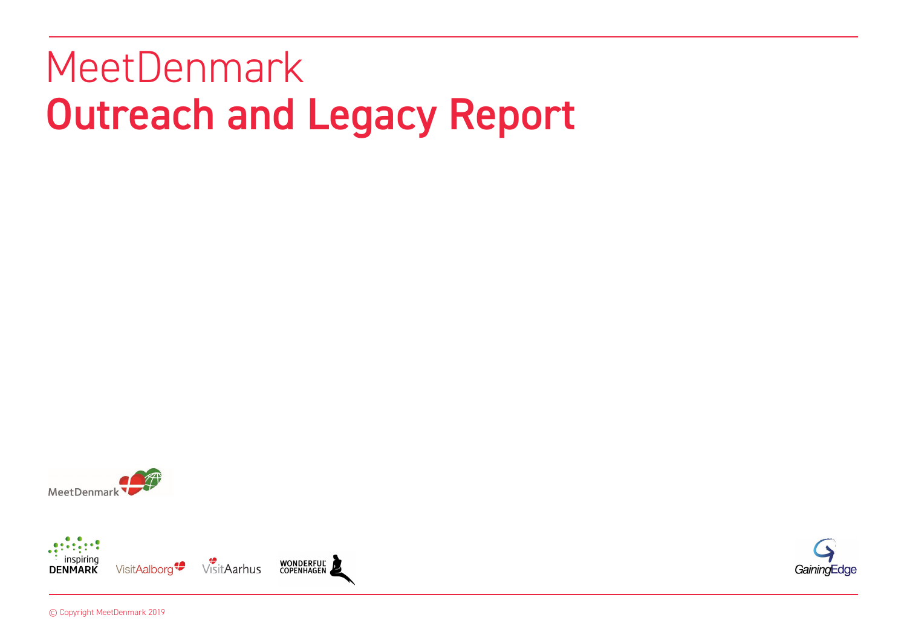# MeetDenmark
# **Outreach and Legacy Report**

MeetDenmark

inspiring DENMARK

VisitAalborg

VisitAarhus

WONDERFUL COPENHAGEN

GainingEdge

© Copyright MeetDenmark 2019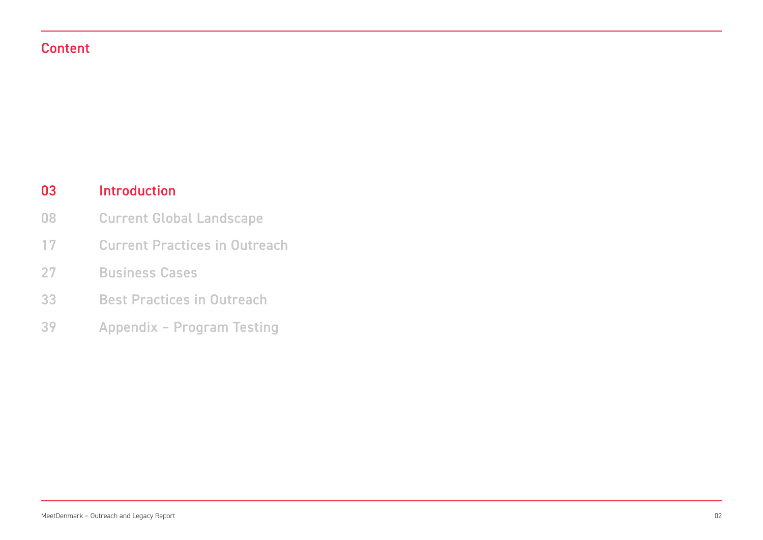# Content

| | |
|---|---|
| 03 | Introduction |
| 08 | Current Global Landscape |
| 17 | Current Practices in Outreach |
| 27 | Business Cases |
| 33 | Best Practices in Outreach |
| 39 | Appendix – Program Testing |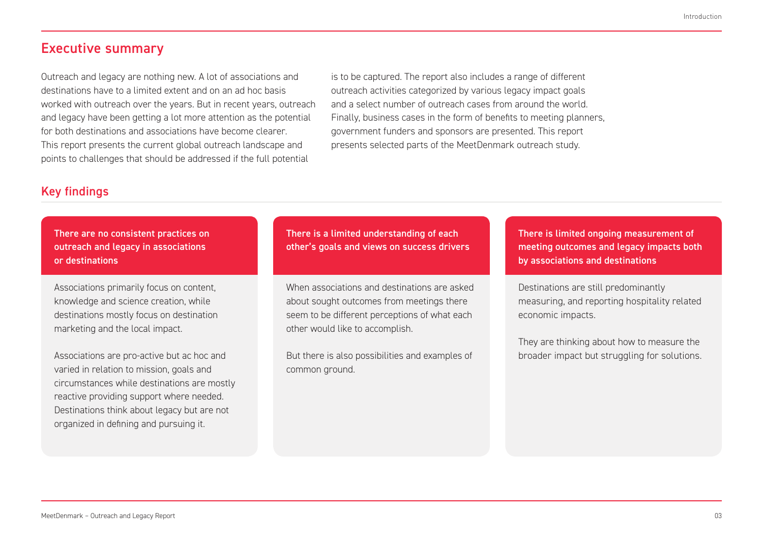## Executive summary

Outreach and legacy are nothing new. A lot of associations and destinations have to a limited extent and on an ad hoc basis worked with outreach over the years. But in recent years, outreach and legacy have been getting a lot more attention as the potential for both destinations and associations have become clearer. This report presents the current global outreach landscape and points to challenges that should be addressed if the full potential is to be captured. The report also includes a range of different outreach activities categorized by various legacy impact goals and a select number of outreach cases from around the world. Finally, business cases in the form of benefits to meeting planners, government funders and sponsors are presented. This report presents selected parts of the MeetDenmark outreach study.

## Key findings

**There are no consistent practices on outreach and legacy in associations or destinations**

Associations primarily focus on content, knowledge and science creation, while destinations mostly focus on destination marketing and the local impact.

Associations are pro-active but ac hoc and varied in relation to mission, goals and circumstances while destinations are mostly reactive providing support where needed. Destinations think about legacy but are not organized in defining and pursuing it.

**There is a limited understanding of each other's goals and views on success drivers**

When associations and destinations are asked about sought outcomes from meetings there seem to be different perceptions of what each other would like to accomplish.

But there is also possibilities and examples of common ground.

**There is limited ongoing measurement of meeting outcomes and legacy impacts both by associations and destinations**

Destinations are still predominantly measuring, and reporting hospitality related economic impacts.

They are thinking about how to measure the broader impact but struggling for solutions.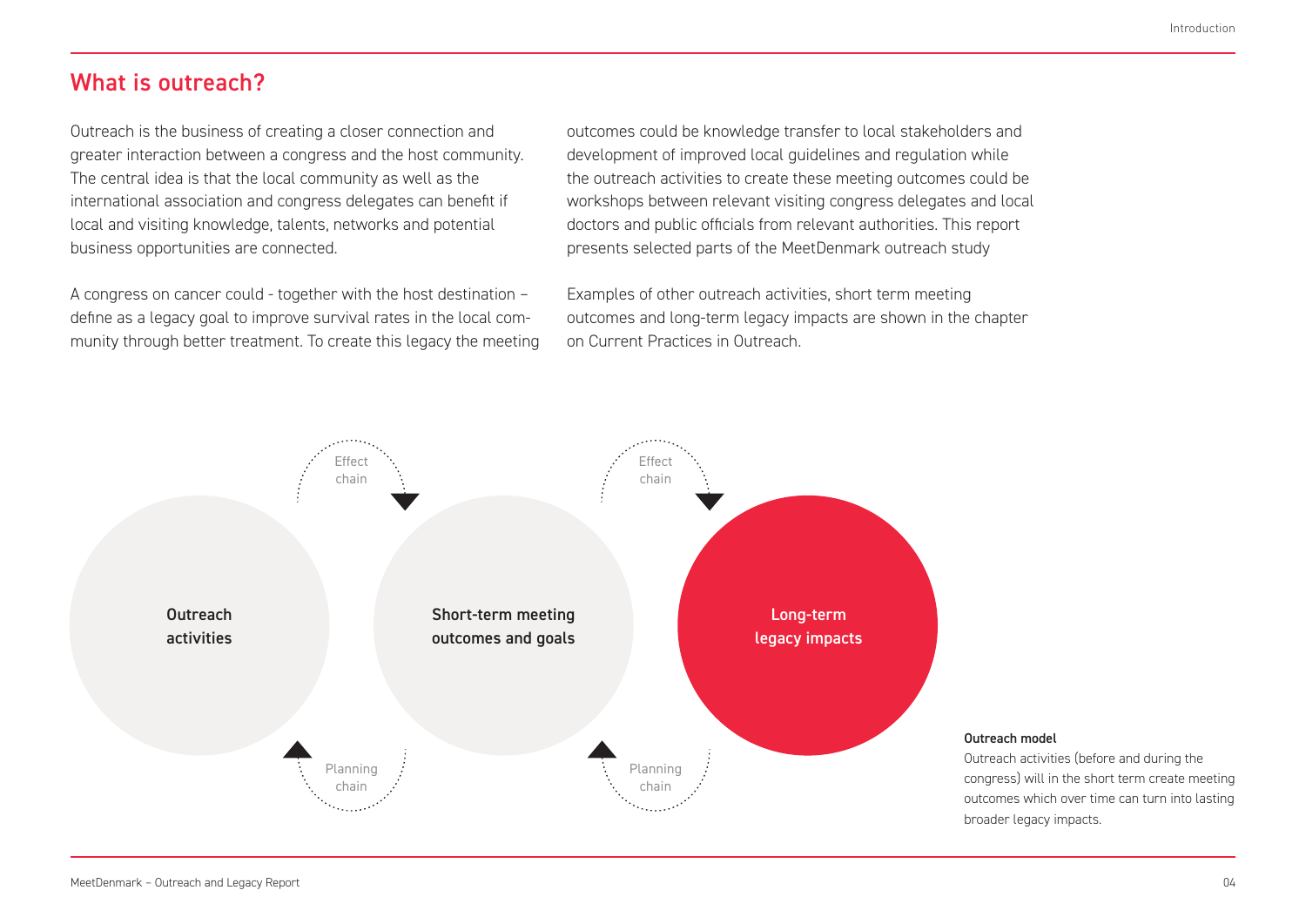## What is outreach?

Outreach is the business of creating a closer connection and greater interaction between a congress and the host community. The central idea is that the local community as well as the international association and congress delegates can benefit if local and visiting knowledge, talents, networks and potential business opportunities are connected.

A congress on cancer could - together with the host destination – define as a legacy goal to improve survival rates in the local community through better treatment. To create this legacy the meeting outcomes could be knowledge transfer to local stakeholders and development of improved local guidelines and regulation while the outreach activities to create these meeting outcomes could be workshops between relevant visiting congress delegates and local doctors and public officials from relevant authorities. This report presents selected parts of the MeetDenmark outreach study

Examples of other outreach activities, short term meeting outcomes and long-term legacy impacts are shown in the chapter on Current Practices in Outreach.

Effect chain

Effect chain

**Outreach activities**

**Short-term meeting outcomes and goals**

**Long-term legacy impacts**

Planning chain

Planning chain

**Outreach model**

Outreach activities (before and during the congress) will in the short term create meeting outcomes which over time can turn into lasting broader legacy impacts.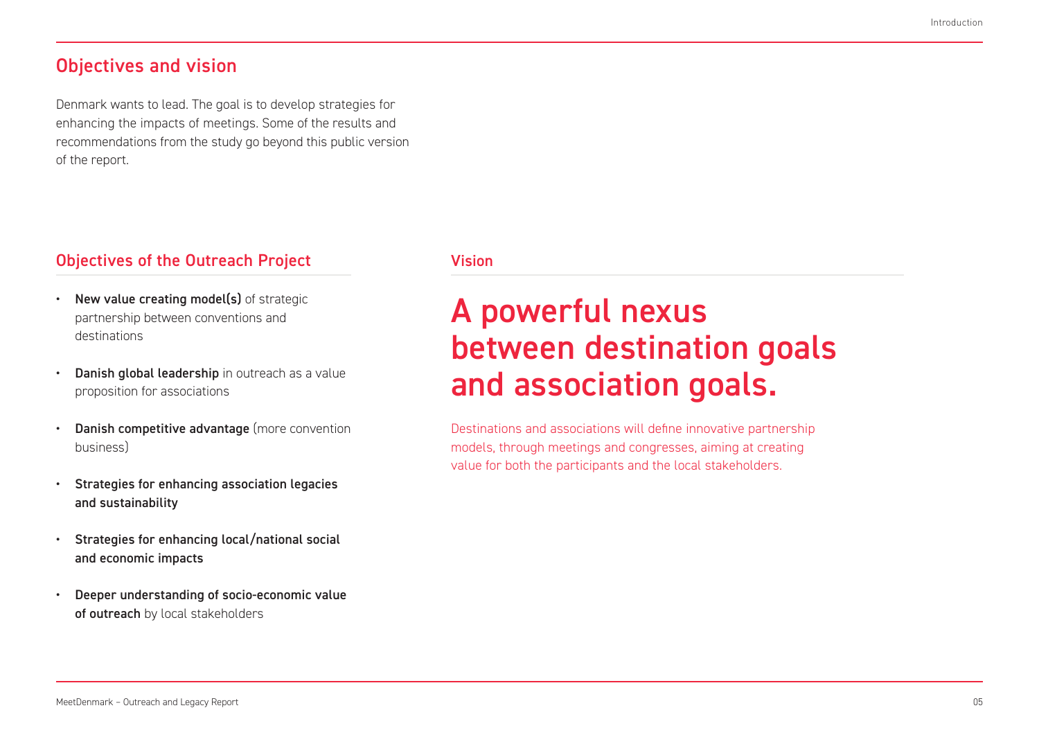## Objectives and vision

Denmark wants to lead. The goal is to develop strategies for enhancing the impacts of meetings. Some of the results and recommendations from the study go beyond this public version of the report.

### Objectives of the Outreach Project

- **New value creating model(s)** of strategic partnership between conventions and destinations
- **Danish global leadership** in outreach as a value proposition for associations
- **Danish competitive advantage** (more convention business)
- **Strategies for enhancing association legacies and sustainability**
- **Strategies for enhancing local/national social and economic impacts**
- **Deeper understanding of socio-economic value of outreach** by local stakeholders

### Vision

# A powerful nexus between destination goals and association goals.

Destinations and associations will define innovative partnership models, through meetings and congresses, aiming at creating value for both the participants and the local stakeholders.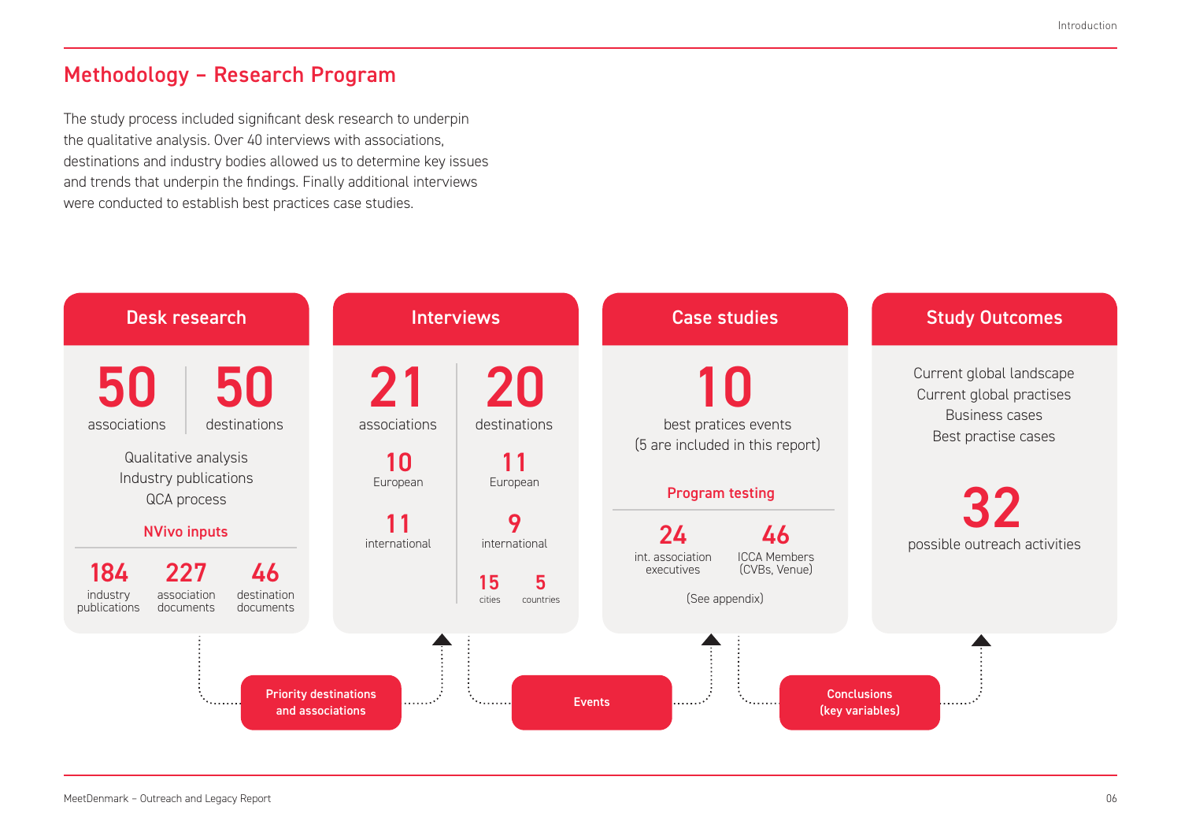## Methodology – Research Program

The study process included significant desk research to underpin the qualitative analysis. Over 40 interviews with associations, destinations and industry bodies allowed us to determine key issues and trends that underpin the findings. Finally additional interviews were conducted to establish best practices case studies.

### Desk research

**50** associations | **50** destinations

Qualitative analysis
Industry publications
QCA process

**NVivo inputs**

**184** industry publications
**227** association documents
**46** destination documents

### Interviews

**21** associations
- **10** European
- **11** international

**20** destinations
- **11** European
- **9** international
- **15** cities
- **5** countries

### Case studies

**10** best pratices events
(5 are included in this report)

**Program testing**

**24** int. association executives
**46** ICCA Members (CVBs, Venue)

(See appendix)

### Study Outcomes

Current global landscape
Current global practises
Business cases
Best practise cases

**32** possible outreach activities

---

Desk research → **Priority destinations and associations** → Interviews

Interviews → **Events** → Case studies

Case studies → **Conclusions (key variables)** → Study Outcomes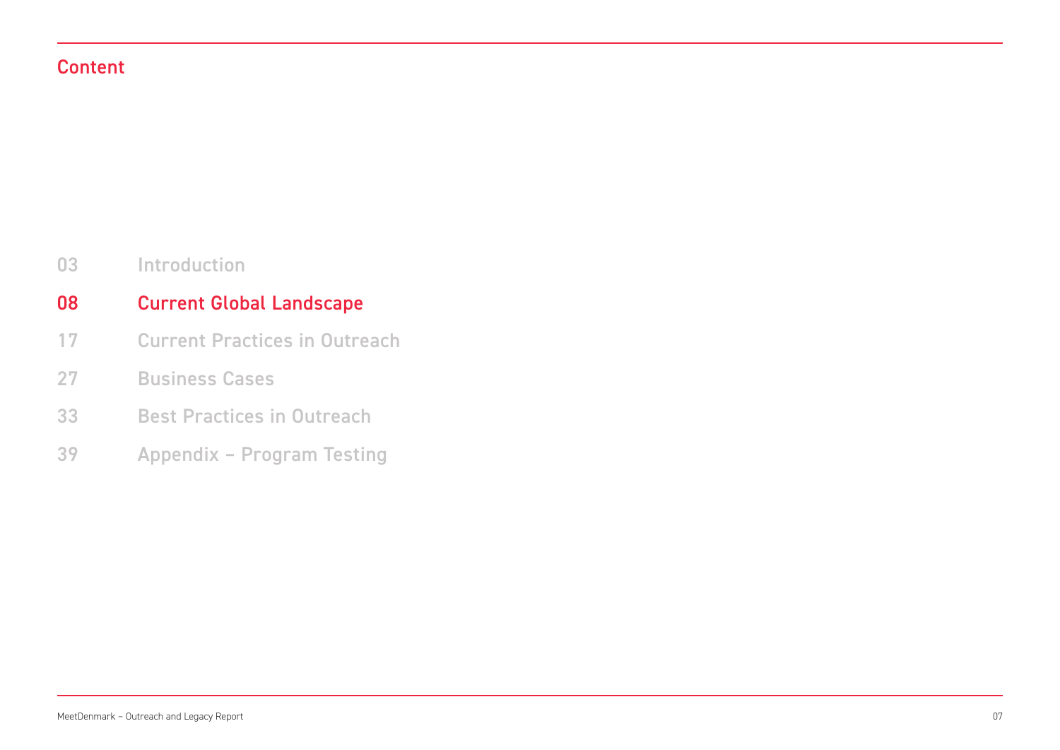## Content

| | |
|---|---|
| 03 | Introduction |
| 08 | **Current Global Landscape** |
| 17 | Current Practices in Outreach |
| 27 | Business Cases |
| 33 | Best Practices in Outreach |
| 39 | Appendix – Program Testing |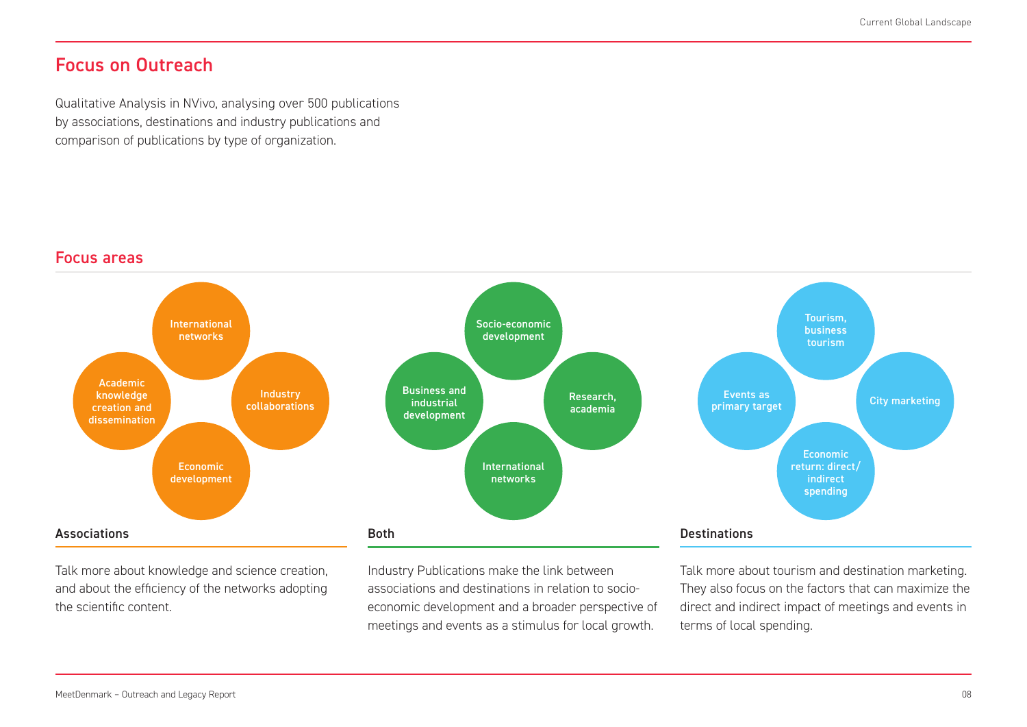## Focus on Outreach

Qualitative Analysis in NVivo, analysing over 500 publications by associations, destinations and industry publications and comparison of publications by type of organization.

### Focus areas

**Associations**

- International networks
- Academic knowledge creation and dissemination
- Industry collaborations
- Economic development

Talk more about knowledge and science creation, and about the efficiency of the networks adopting the scientific content.

**Both**

- Socio-economic development
- Business and industrial development
- Research, academia
- International networks

Industry Publications make the link between associations and destinations in relation to socio-economic development and a broader perspective of meetings and events as a stimulus for local growth.

**Destinations**

- Tourism, business tourism
- Events as primary target
- City marketing
- Economic return: direct/ indirect spending

Talk more about tourism and destination marketing. They also focus on the factors that can maximize the direct and indirect impact of meetings and events in terms of local spending.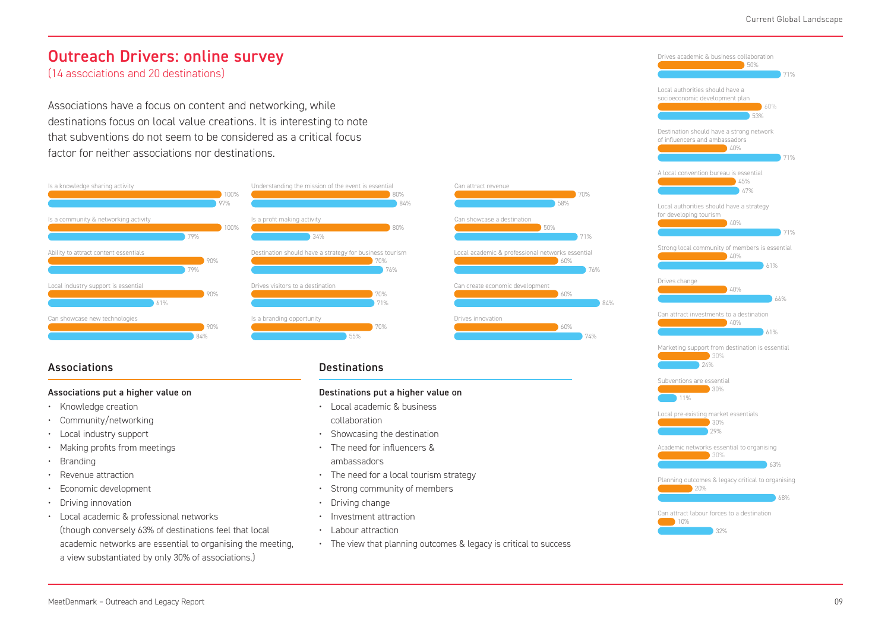# Outreach Drivers: online survey

(14 associations and 20 destinations)

Associations have a focus on content and networking, while destinations focus on local value creations. It is interesting to note that subventions do not seem to be considered as a critical focus factor for neither associations nor destinations.

| Statement | Associations | Destinations |
|---|---|---|
| Is a knowledge sharing activity | 100% | 97% |
| Is a community & networking activity | 100% | 79% |
| Ability to attract content essentials | 90% | 79% |
| Local industry support is essential | 90% | 61% |
| Can showcase new technologies | 90% | 84% |
| Understanding the mission of the event is essential | 80% | 84% |
| Is a profit making activity | 80% | 34% |
| Destination should have a strategy for business tourism | 70% | 76% |
| Drives visitors to a destination | 70% | 71% |
| Is a branding opportunity | 70% | 55% |
| Can attract revenue | 70% | 58% |
| Can showcase a destination | 50% | 71% |
| Local academic & professional networks essential | 60% | 76% |
| Can create economic development | 60% | 84% |
| Drives innovation | 60% | 74% |
| Drives academic & business collaboration | 50% | 71% |
| Local authorities should have a socioeconomic development plan | 60% | 53% |
| Destination should have a strong network of influencers and ambassadors | 40% | 71% |
| A local convention bureau is essential | 45% | 47% |
| Local authorities should have a strategy for developing tourism | 40% | 71% |
| Strong local community of members is essential | 40% | 61% |
| Drives change | 40% | 66% |
| Can attract investments to a destination | 40% | 61% |
| Marketing support from destination is essential | 30% | 24% |
| Subventions are essential | 30% | 11% |
| Local pre-existing market essentials | 30% | 29% |
| Academic networks essential to organising | 30% | 63% |
| Planning outcomes & legacy critical to organising | 20% | 68% |
| Can attract labour forces to a destination | 10% | 32% |

## Associations

**Associations put a higher value on**

- Knowledge creation
- Community/networking
- Local industry support
- Making profits from meetings
- Branding
- Revenue attraction
- Economic development
- Driving innovation
- Local academic & professional networks (though conversely 63% of destinations feel that local academic networks are essential to organising the meeting, a view substantiated by only 30% of associations.)

## Destinations

**Destinations put a higher value on**

- Local academic & business collaboration
- Showcasing the destination
- The need for influencers & ambassadors
- The need for a local tourism strategy
- Strong community of members
- Driving change
- Investment attraction
- Labour attraction
- The view that planning outcomes & legacy is critical to success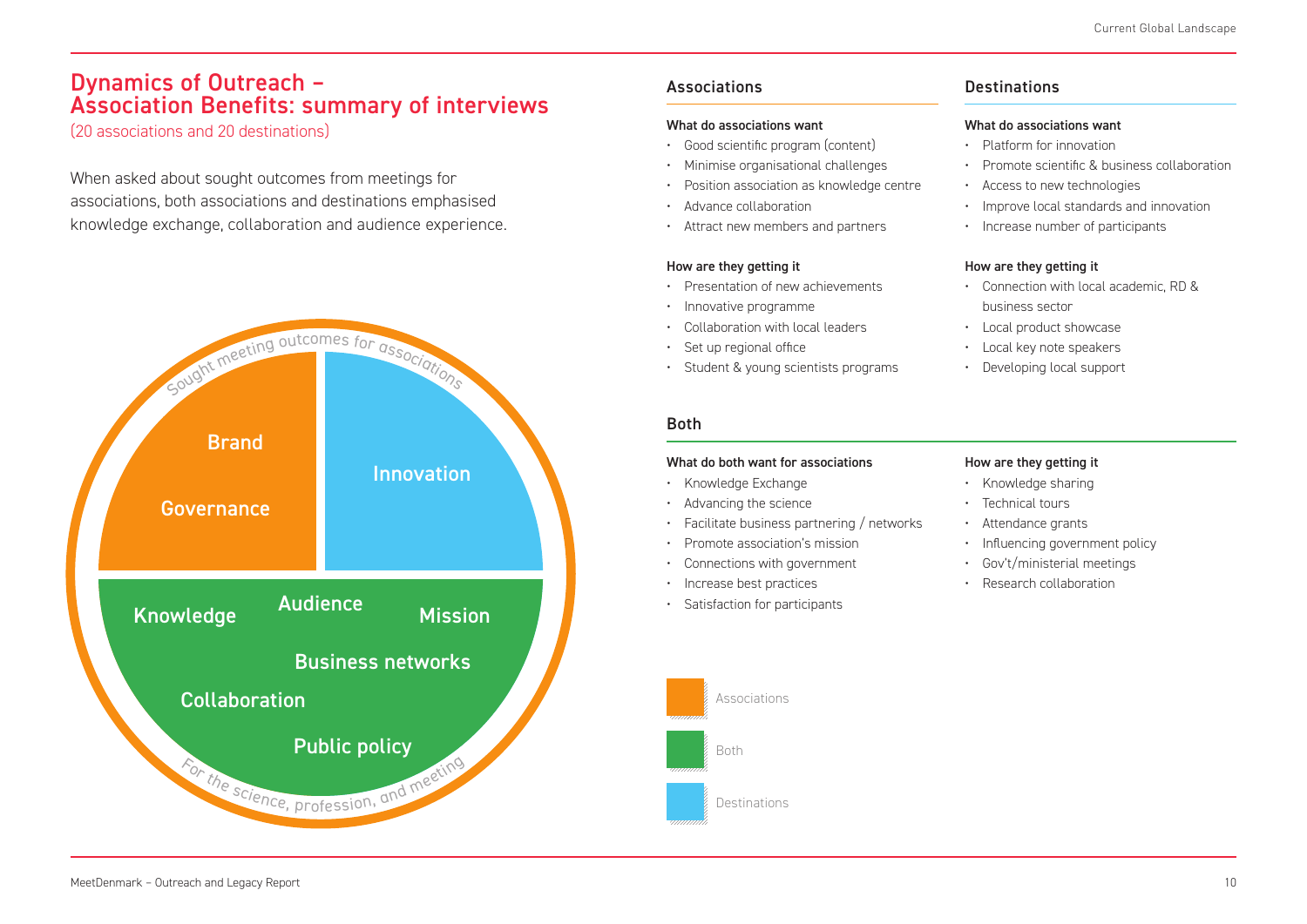# Dynamics of Outreach – Association Benefits: summary of interviews

(20 associations and 20 destinations)

When asked about sought outcomes from meetings for associations, both associations and destinations emphasised knowledge exchange, collaboration and audience experience.

Sought meeting outcomes for associations

Brand

Governance

Innovation

Knowledge

Audience

Mission

Business networks

Collaboration

Public policy

For the science, profession, and meeting

## Associations

**What do associations want**

- Good scientific program (content)
- Minimise organisational challenges
- Position association as knowledge centre
- Advance collaboration
- Attract new members and partners

**How are they getting it**

- Presentation of new achievements
- Innovative programme
- Collaboration with local leaders
- Set up regional office
- Student & young scientists programs

## Destinations

**What do associations want**

- Platform for innovation
- Promote scientific & business collaboration
- Access to new technologies
- Improve local standards and innovation
- Increase number of participants

**How are they getting it**

- Connection with local academic, RD & business sector
- Local product showcase
- Local key note speakers
- Developing local support

## Both

**What do both want for associations**

- Knowledge Exchange
- Advancing the science
- Facilitate business partnering / networks
- Promote association's mission
- Connections with government
- Increase best practices
- Satisfaction for participants

**How are they getting it**

- Knowledge sharing
- Technical tours
- Attendance grants
- Influencing government policy
- Gov't/ministerial meetings
- Research collaboration

Associations

Both

Destinations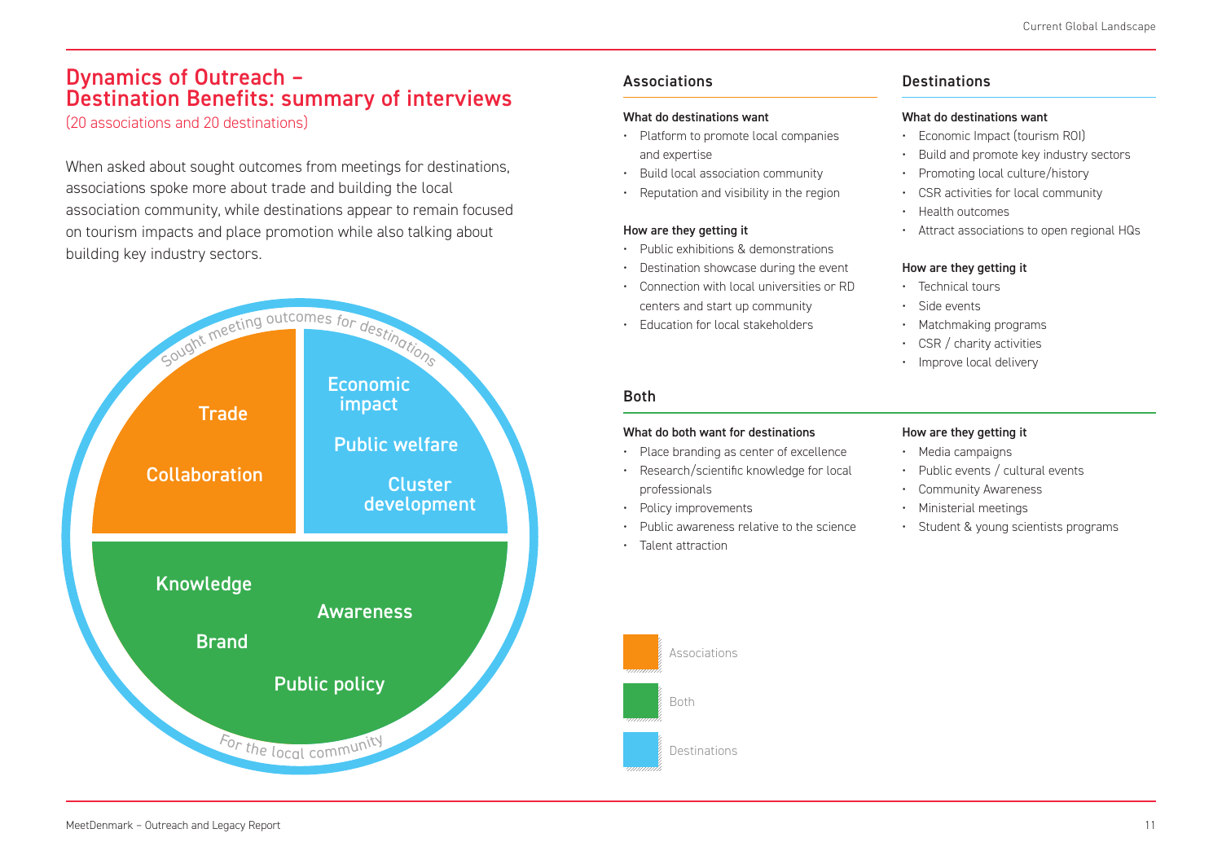# Dynamics of Outreach – Destination Benefits: summary of interviews

(20 associations and 20 destinations)

When asked about sought outcomes from meetings for destinations, associations spoke more about trade and building the local association community, while destinations appear to remain focused on tourism impacts and place promotion while also talking about building key industry sectors.

Sought meeting outcomes for destinations

Trade

Collaboration

Economic impact

Public welfare

Cluster development

Knowledge

Awareness

Brand

Public policy

For the local community

## Associations

**What do destinations want**

- Platform to promote local companies and expertise
- Build local association community
- Reputation and visibility in the region

**How are they getting it**

- Public exhibitions & demonstrations
- Destination showcase during the event
- Connection with local universities or RD centers and start up community
- Education for local stakeholders

## Destinations

**What do destinations want**

- Economic Impact (tourism ROI)
- Build and promote key industry sectors
- Promoting local culture/history
- CSR activities for local community
- Health outcomes
- Attract associations to open regional HQs

**How are they getting it**

- Technical tours
- Side events
- Matchmaking programs
- CSR / charity activities
- Improve local delivery

## Both

**What do both want for destinations**

- Place branding as center of excellence
- Research/scientific knowledge for local professionals
- Policy improvements
- Public awareness relative to the science
- Talent attraction

**How are they getting it**

- Media campaigns
- Public events / cultural events
- Community Awareness
- Ministerial meetings
- Student & young scientists programs

Associations

Both

Destinations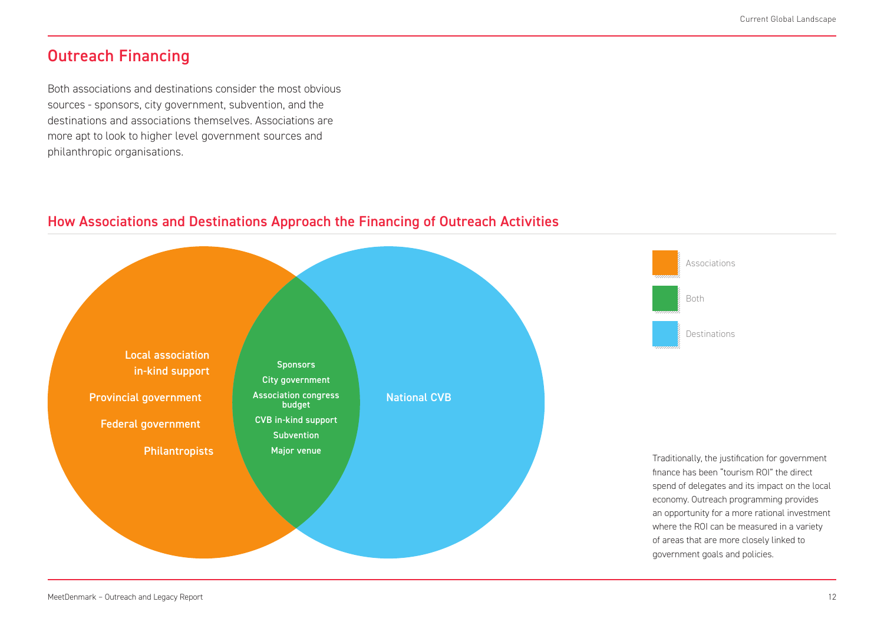## Outreach Financing

Both associations and destinations consider the most obvious sources - sponsors, city government, subvention, and the destinations and associations themselves. Associations are more apt to look to higher level government sources and philanthropic organisations.

### How Associations and Destinations Approach the Financing of Outreach Activities

**Associations**
- Local association in-kind support
- Provincial government
- Federal government
- Philantropists

**Both**
- Sponsors
- City government
- Association congress budget
- CVB in-kind support
- Subvention
- Major venue

**Destinations**
- National CVB

Traditionally, the justification for government finance has been "tourism ROI" the direct spend of delegates and its impact on the local economy. Outreach programming provides an opportunity for a more rational investment where the ROI can be measured in a variety of areas that are more closely linked to government goals and policies.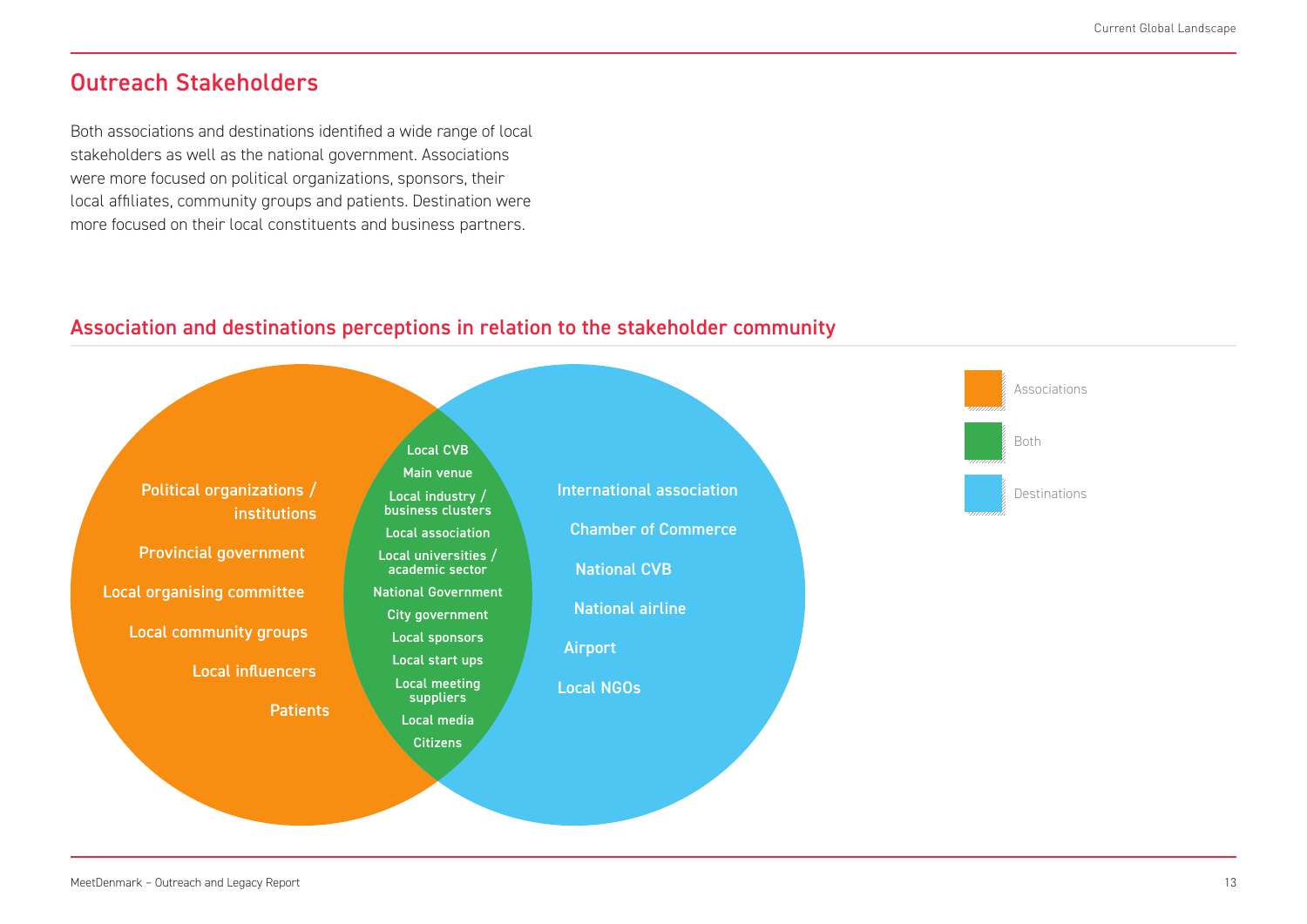## Outreach Stakeholders

Both associations and destinations identified a wide range of local stakeholders as well as the national government. Associations were more focused on political organizations, sponsors, their local affiliates, community groups and patients. Destination were more focused on their local constituents and business partners.

### Association and destinations perceptions in relation to the stakeholder community

**Associations**

- Political organizations / institutions
- Provincial government
- Local organising committee
- Local community groups
- Local influencers
- Patients

**Both**

- Local CVB
- Main venue
- Local industry / business clusters
- Local association
- Local universities / academic sector
- National Government
- City government
- Local sponsors
- Local start ups
- Local meeting suppliers
- Local media
- Citizens

**Destinations**

- International association
- Chamber of Commerce
- National CVB
- National airline
- Airport
- Local NGOs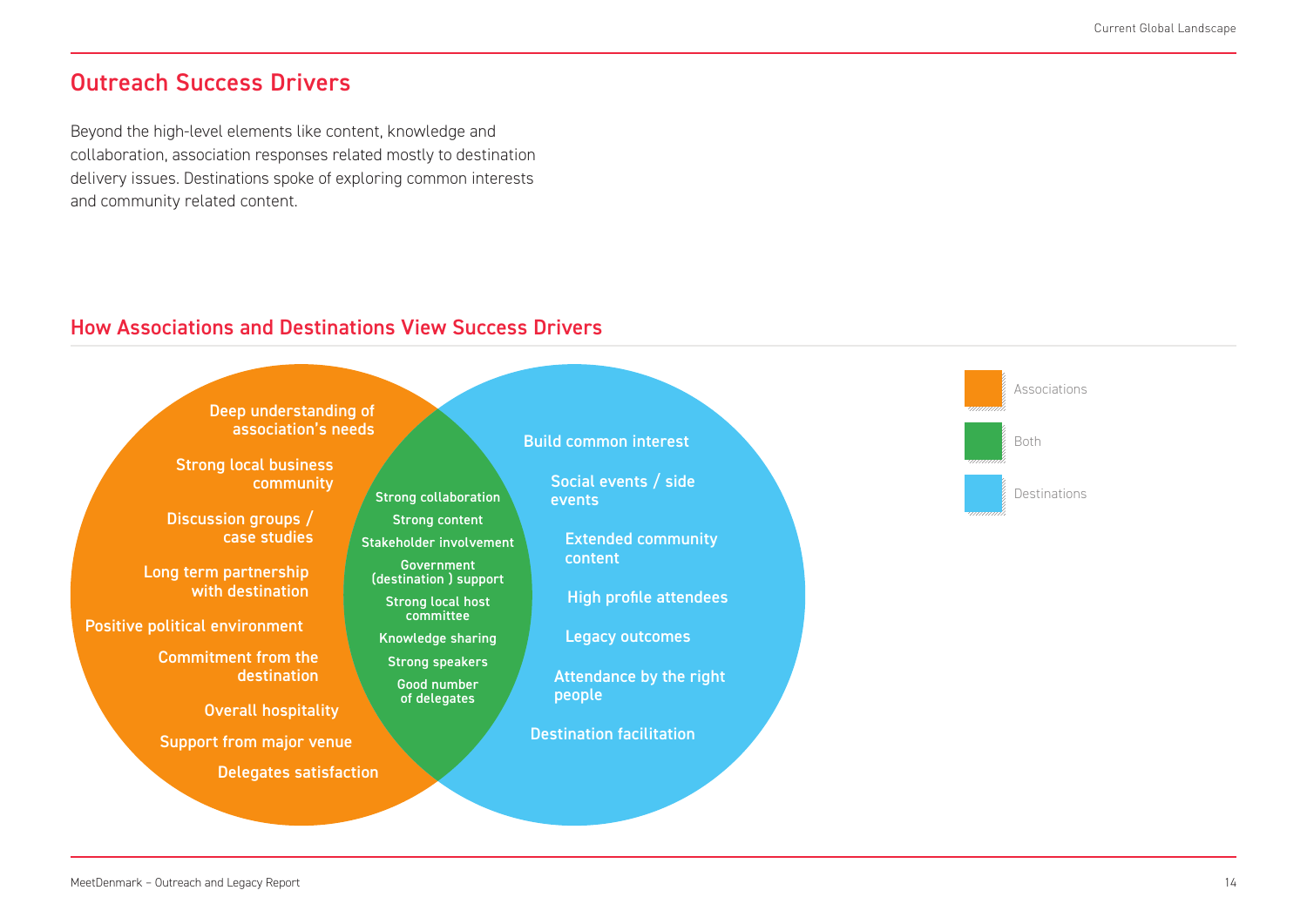## Outreach Success Drivers

Beyond the high-level elements like content, knowledge and collaboration, association responses related mostly to destination delivery issues. Destinations spoke of exploring common interests and community related content.

### How Associations and Destinations View Success Drivers

**Associations**

- Deep understanding of association's needs
- Strong local business community
- Discussion groups / case studies
- Long term partnership with destination
- Positive political environment
- Commitment from the destination
- Overall hospitality
- Support from major venue
- Delegates satisfaction

**Both**

- Strong collaboration
- Strong content
- Stakeholder involvement
- Government (destination ) support
- Strong local host committee
- Knowledge sharing
- Strong speakers
- Good number of delegates

**Destinations**

- Build common interest
- Social events / side events
- Extended community content
- High profile attendees
- Legacy outcomes
- Attendance by the right people
- Destination facilitation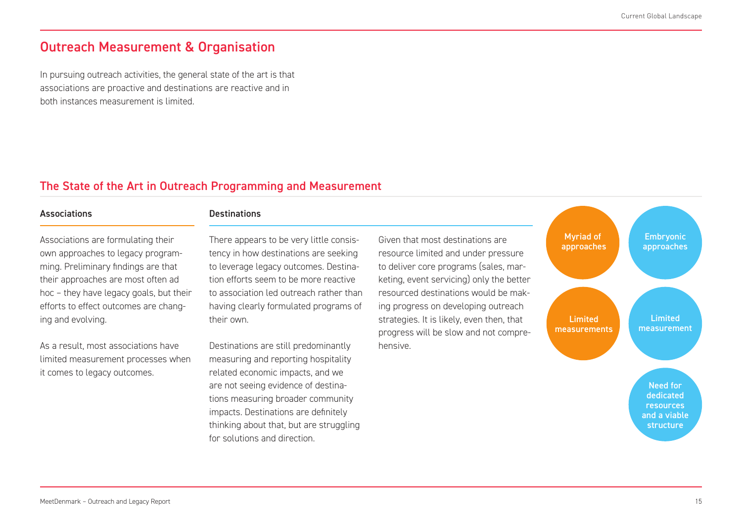## Outreach Measurement & Organisation

In pursuing outreach activities, the general state of the art is that associations are proactive and destinations are reactive and in both instances measurement is limited.

### The State of the Art in Outreach Programming and Measurement

#### Associations

Associations are formulating their own approaches to legacy programming. Preliminary findings are that their approaches are most often ad hoc – they have legacy goals, but their efforts to effect outcomes are changing and evolving.

As a result, most associations have limited measurement processes when it comes to legacy outcomes.

#### Destinations

There appears to be very little consistency in how destinations are seeking to leverage legacy outcomes. Destination efforts seem to be more reactive to association led outreach rather than having clearly formulated programs of their own.

Destinations are still predominantly measuring and reporting hospitality related economic impacts, and we are not seeing evidence of destinations measuring broader community impacts. Destinations are definitely thinking about that, but are struggling for solutions and direction.

Given that most destinations are resource limited and under pressure to deliver core programs (sales, marketing, event servicing) only the better resourced destinations would be making progress on developing outreach strategies. It is likely, even then, that progress will be slow and not comprehensive.

**Associations:**
- Myriad of approaches
- Limited measurements

**Destinations:**
- Embryonic approaches
- Limited measurement
- Need for dedicated resources and a viable structure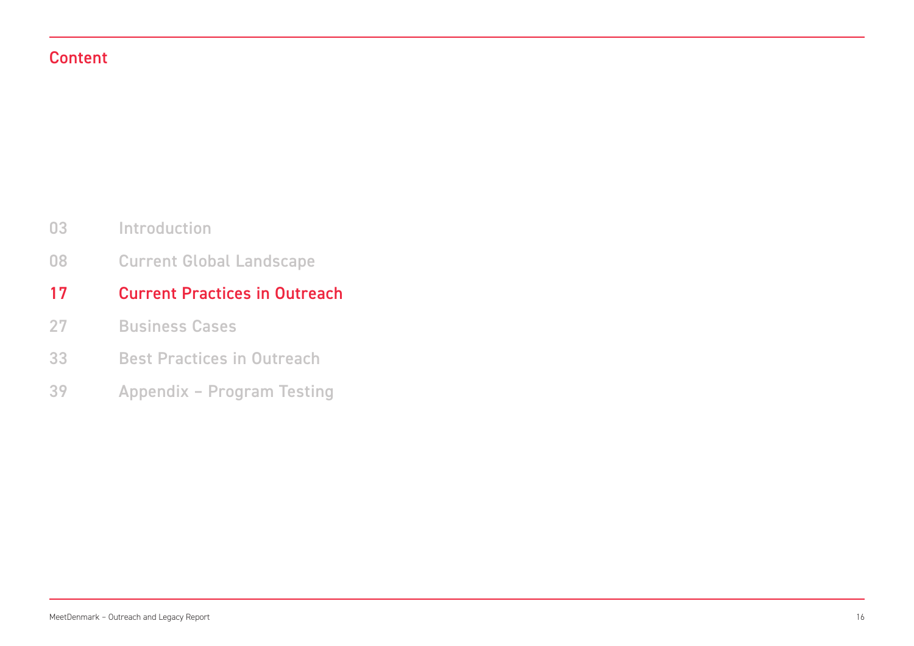# Content

03 Introduction

08 Current Global Landscape

**17 Current Practices in Outreach**

27 Business Cases

33 Best Practices in Outreach

39 Appendix – Program Testing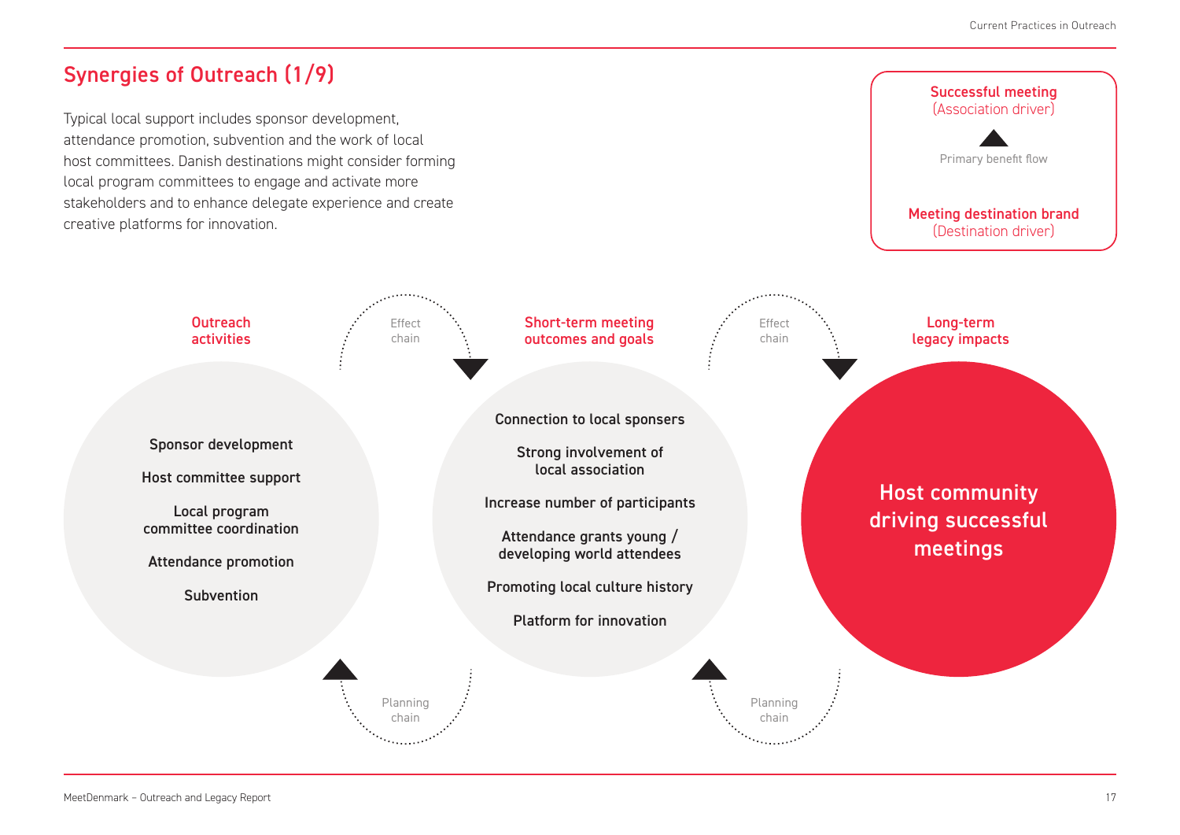# Synergies of Outreach (1/9)

Typical local support includes sponsor development, attendance promotion, subvention and the work of local host committees. Danish destinations might consider forming local program committees to engage and activate more stakeholders and to enhance delegate experience and create creative platforms for innovation.

**Successful meeting**
(Association driver)

Primary benefit flow

**Meeting destination brand**
(Destination driver)

**Outreach activities**

- Sponsor development
- Host committee support
- Local program committee coordination
- Attendance promotion
- Subvention

Effect chain

Planning chain

**Short-term meeting outcomes and goals**

- Connection to local sponsers
- Strong involvement of local association
- Increase number of participants
- Attendance grants young / developing world attendees
- Promoting local culture history
- Platform for innovation

Effect chain

Planning chain

**Long-term legacy impacts**

Host community driving successful meetings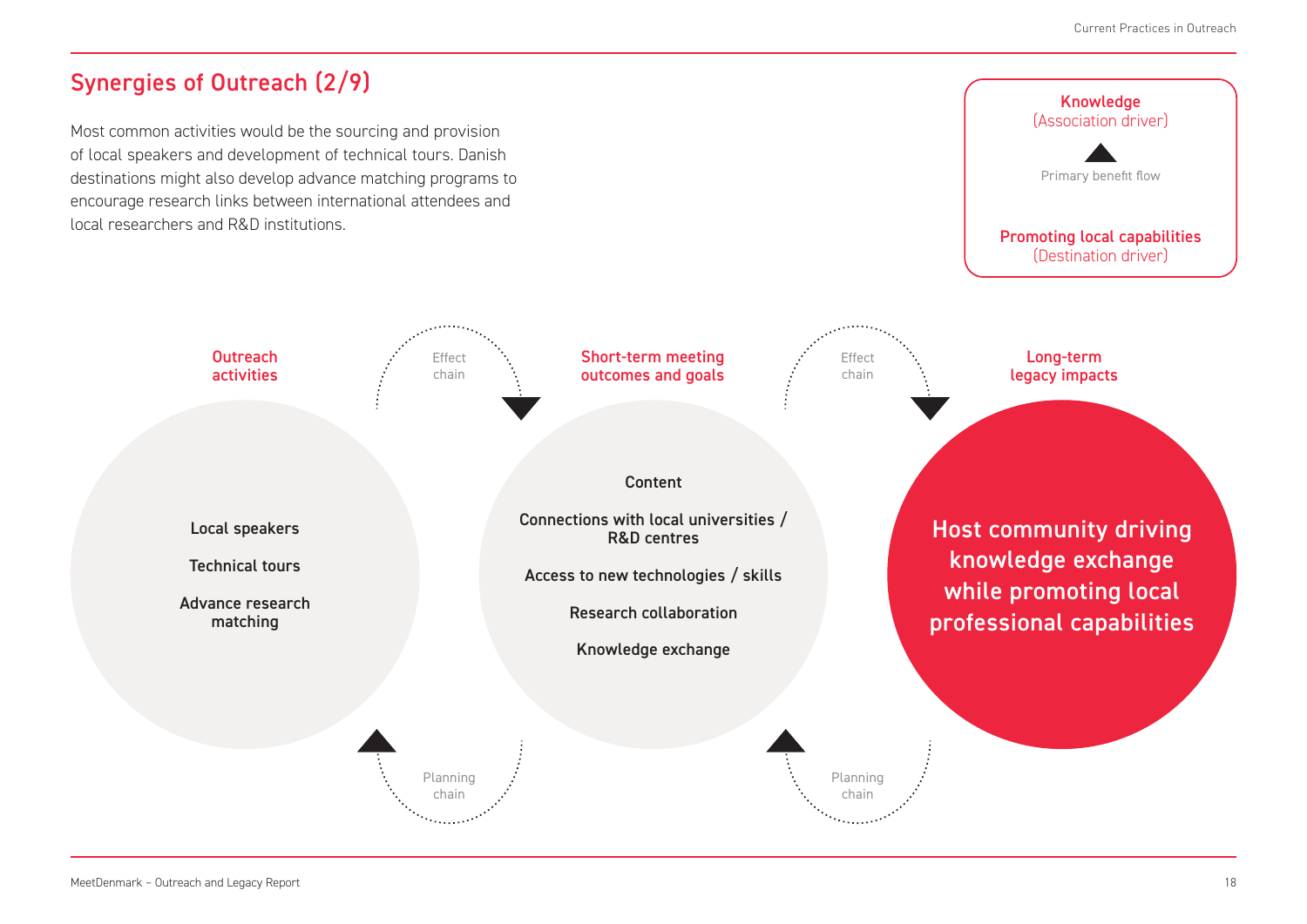## Synergies of Outreach (2/9)

Most common activities would be the sourcing and provision of local speakers and development of technical tours. Danish destinations might also develop advance matching programs to encourage research links between international attendees and local researchers and R&D institutions.

**Knowledge**
(Association driver)

Primary benefit flow

**Promoting local capabilities**
(Destination driver)

**Outreach activities**

- Local speakers
- Technical tours
- Advance research matching

Effect chain

**Short-term meeting outcomes and goals**

- Content
- Connections with local universities / R&D centres
- Access to new technologies / skills
- Research collaboration
- Knowledge exchange

Effect chain

**Long-term legacy impacts**

**Host community driving knowledge exchange while promoting local professional capabilities**

Planning chain

Planning chain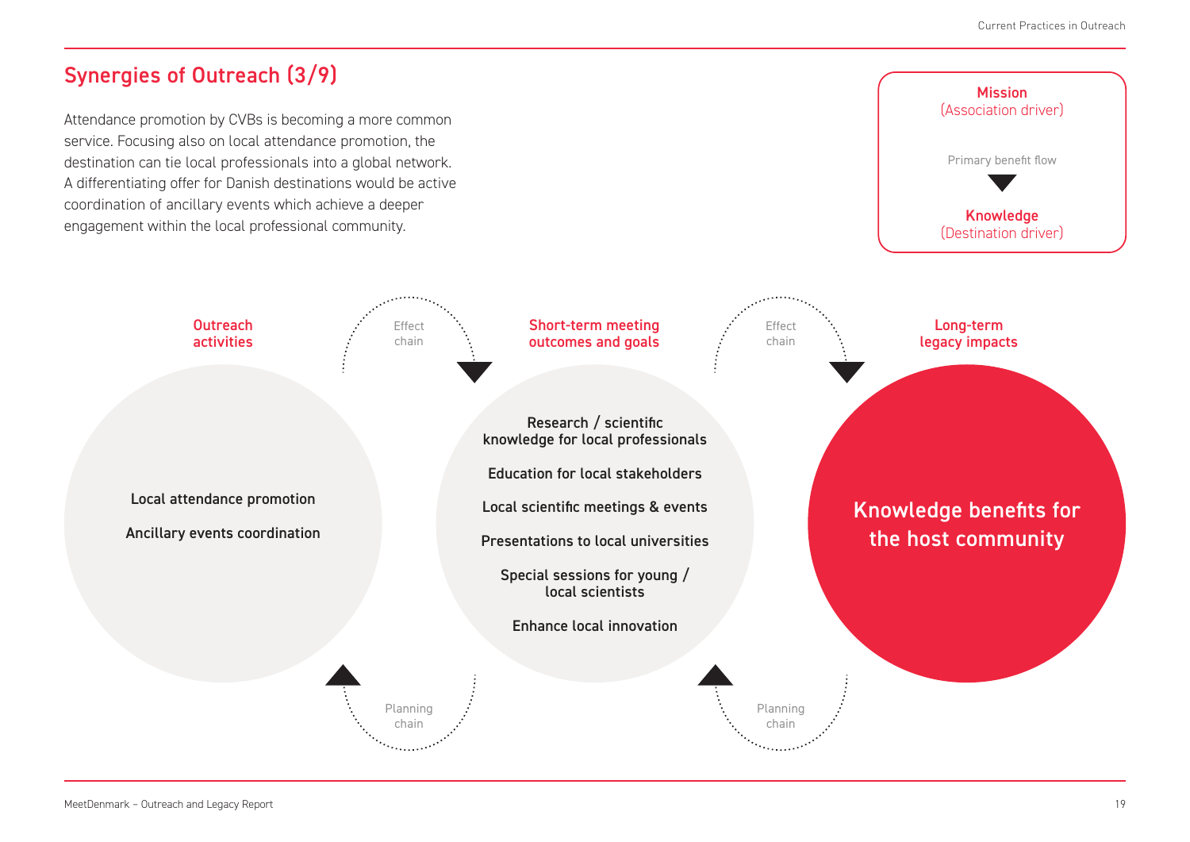## Synergies of Outreach (3/9)

Attendance promotion by CVBs is becoming a more common service. Focusing also on local attendance promotion, the destination can tie local professionals into a global network. A differentiating offer for Danish destinations would be active coordination of ancillary events which achieve a deeper engagement within the local professional community.

**Mission** (Association driver)

Primary benefit flow

**Knowledge** (Destination driver)

**Outreach activities**

- Local attendance promotion
- Ancillary events coordination

Effect chain

Planning chain

**Short-term meeting outcomes and goals**

- Research / scientific knowledge for local professionals
- Education for local stakeholders
- Local scientific meetings & events
- Presentations to local universities
- Special sessions for young / local scientists
- Enhance local innovation

Effect chain

Planning chain

**Long-term legacy impacts**

Knowledge benefits for the host community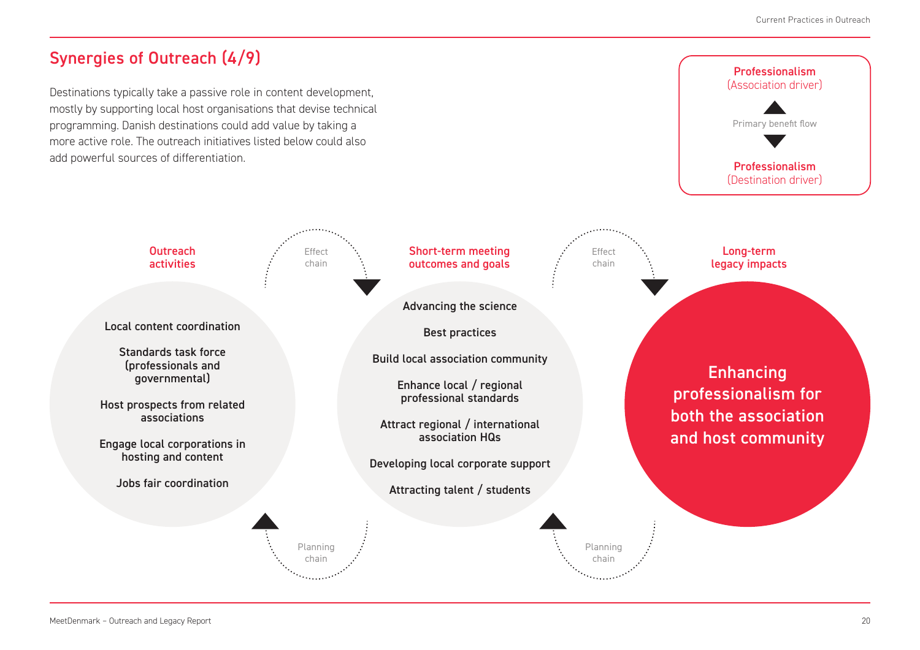## Synergies of Outreach (4/9)

Destinations typically take a passive role in content development, mostly by supporting local host organisations that devise technical programming. Danish destinations could add value by taking a more active role. The outreach initiatives listed below could also add powerful sources of differentiation.

**Professionalism** (Association driver)

Primary benefit flow

**Professionalism** (Destination driver)

**Outreach activities**

- Local content coordination
- Standards task force (professionals and governmental)
- Host prospects from related associations
- Engage local corporations in hosting and content
- Jobs fair coordination

Effect chain

**Short-term meeting outcomes and goals**

- Advancing the science
- Best practices
- Build local association community
- Enhance local / regional professional standards
- Attract regional / international association HQs
- Developing local corporate support
- Attracting talent / students

Effect chain

**Long-term legacy impacts**

Enhancing professionalism for both the association and host community

Planning chain

Planning chain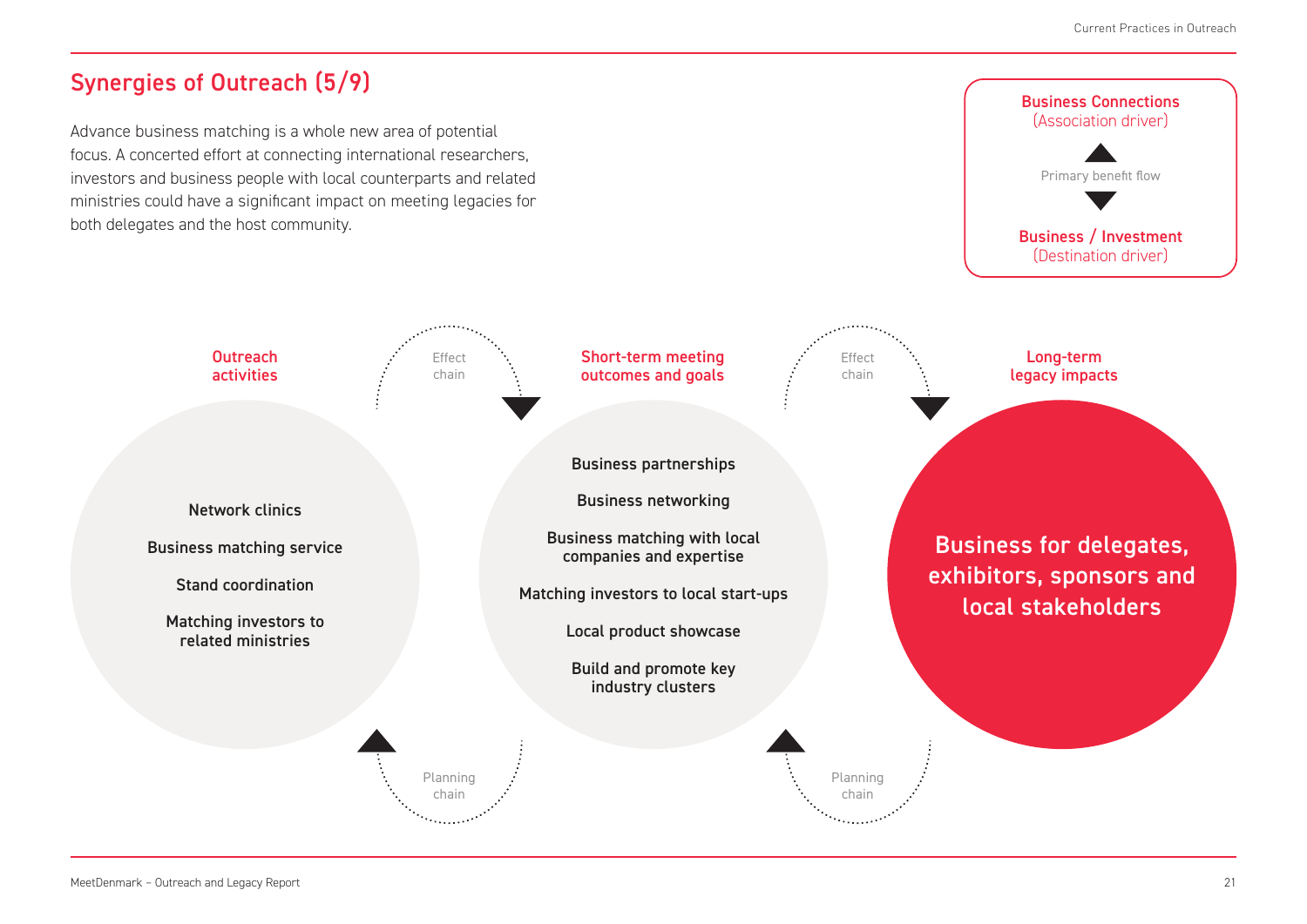## Synergies of Outreach (5/9)

Advance business matching is a whole new area of potential focus. A concerted effort at connecting international researchers, investors and business people with local counterparts and related ministries could have a significant impact on meeting legacies for both delegates and the host community.

**Business Connections**
(Association driver)

Primary benefit flow

**Business / Investment**
(Destination driver)

**Outreach activities**

- Network clinics
- Business matching service
- Stand coordination
- Matching investors to related ministries

Effect chain

**Short-term meeting outcomes and goals**

- Business partnerships
- Business networking
- Business matching with local companies and expertise
- Matching investors to local start-ups
- Local product showcase
- Build and promote key industry clusters

Effect chain

**Long-term legacy impacts**

Business for delegates, exhibitors, sponsors and local stakeholders

Planning chain

Planning chain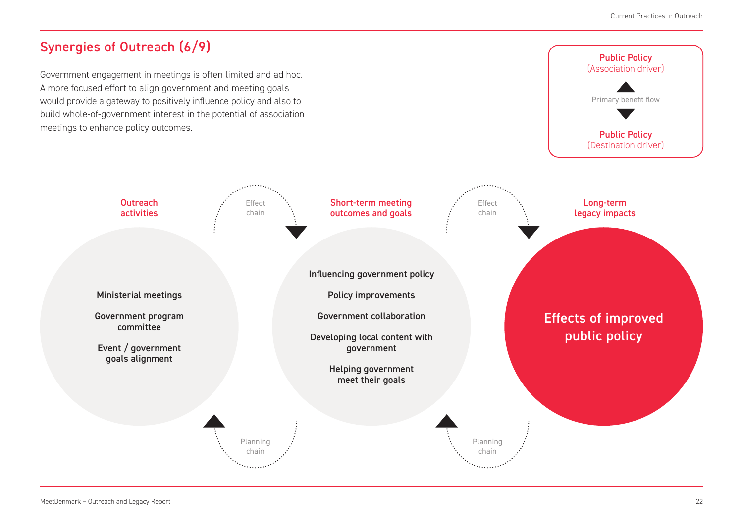## Synergies of Outreach (6/9)

Government engagement in meetings is often limited and ad hoc. A more focused effort to align government and meeting goals would provide a gateway to positively influence policy and also to build whole-of-government interest in the potential of association meetings to enhance policy outcomes.

**Public Policy**
(Association driver)

Primary benefit flow

**Public Policy**
(Destination driver)

**Outreach activities**

- Ministerial meetings
- Government program committee
- Event / government goals alignment

Effect chain

Planning chain

**Short-term meeting outcomes and goals**

- Influencing government policy
- Policy improvements
- Government collaboration
- Developing local content with government
- Helping government meet their goals

Effect chain

Planning chain

**Long-term legacy impacts**

- Effects of improved public policy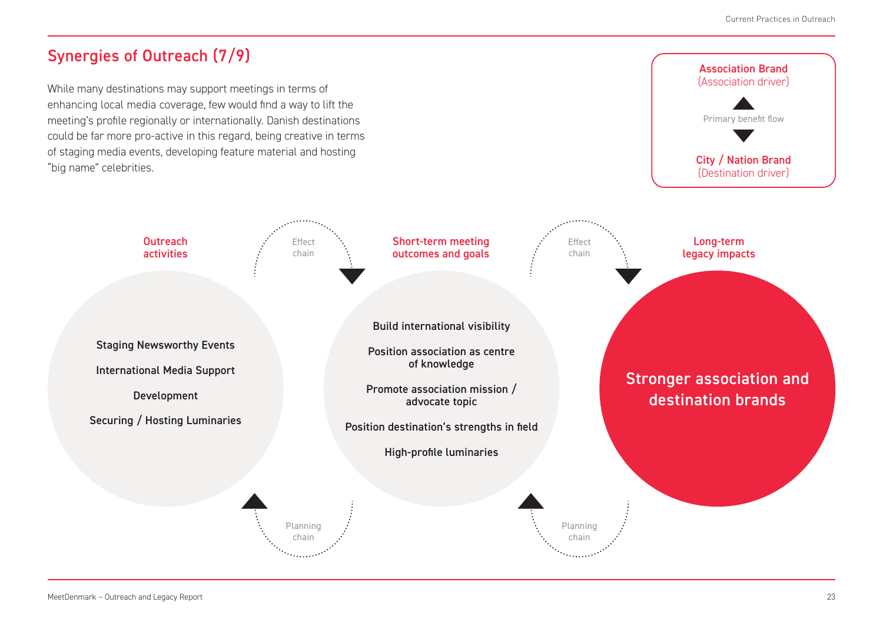## Synergies of Outreach (7/9)

While many destinations may support meetings in terms of enhancing local media coverage, few would find a way to lift the meeting's profile regionally or internationally. Danish destinations could be far more pro-active in this regard, being creative in terms of staging media events, developing feature material and hosting "big name" celebrities.

**Association Brand**
(Association driver)

Primary benefit flow

**City / Nation Brand**
(Destination driver)

**Outreach activities**

- Staging Newsworthy Events
- International Media Support
- Development
- Securing / Hosting Luminaries

Effect chain

Planning chain

**Short-term meeting outcomes and goals**

- Build international visibility
- Position association as centre of knowledge
- Promote association mission / advocate topic
- Position destination's strengths in field
- High-profile luminaries

Effect chain

Planning chain

**Long-term legacy impacts**

Stronger association and destination brands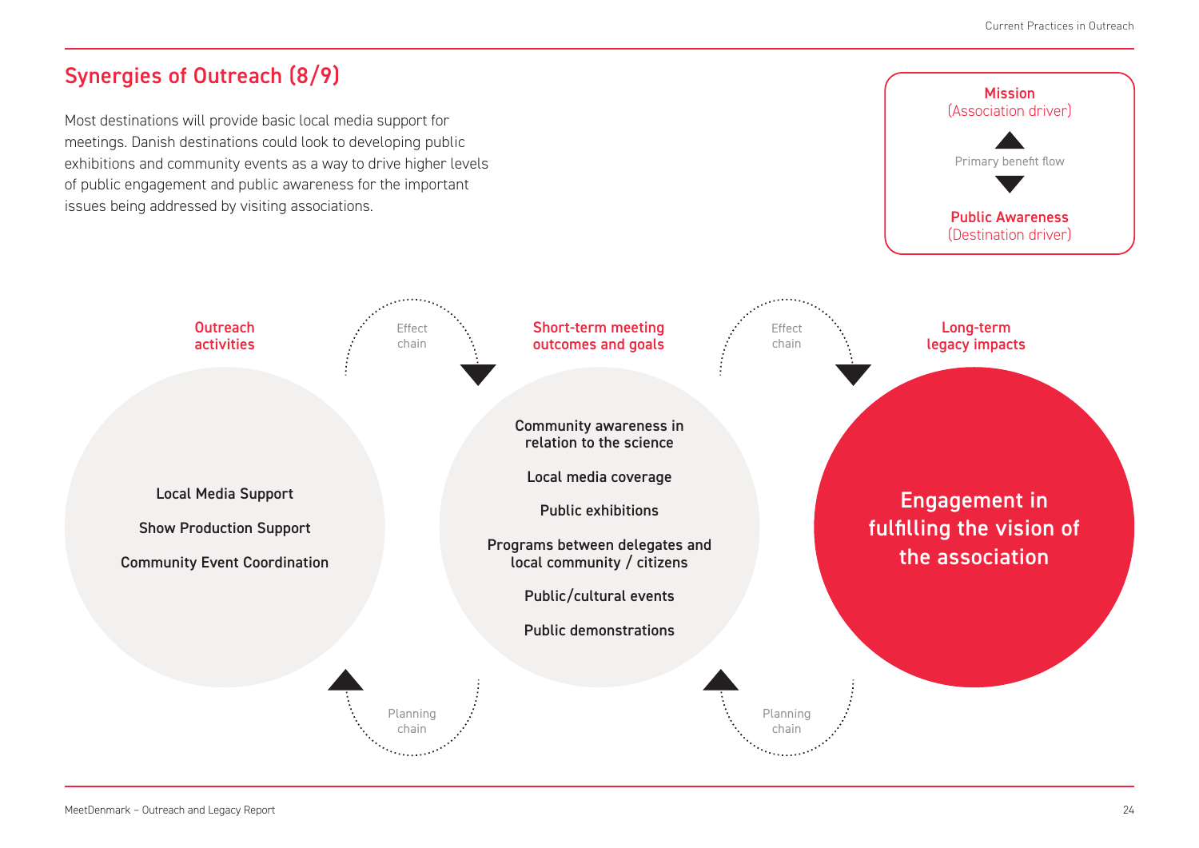## Synergies of Outreach (8/9)

Most destinations will provide basic local media support for meetings. Danish destinations could look to developing public exhibitions and community events as a way to drive higher levels of public engagement and public awareness for the important issues being addressed by visiting associations.

**Mission**
(Association driver)

Primary benefit flow

**Public Awareness**
(Destination driver)

**Outreach activities**

- Local Media Support
- Show Production Support
- Community Event Coordination

Effect chain

Planning chain

**Short-term meeting outcomes and goals**

- Community awareness in relation to the science
- Local media coverage
- Public exhibitions
- Programs between delegates and local community / citizens
- Public/cultural events
- Public demonstrations

Effect chain

Planning chain

**Long-term legacy impacts**

Engagement in fulfilling the vision of the association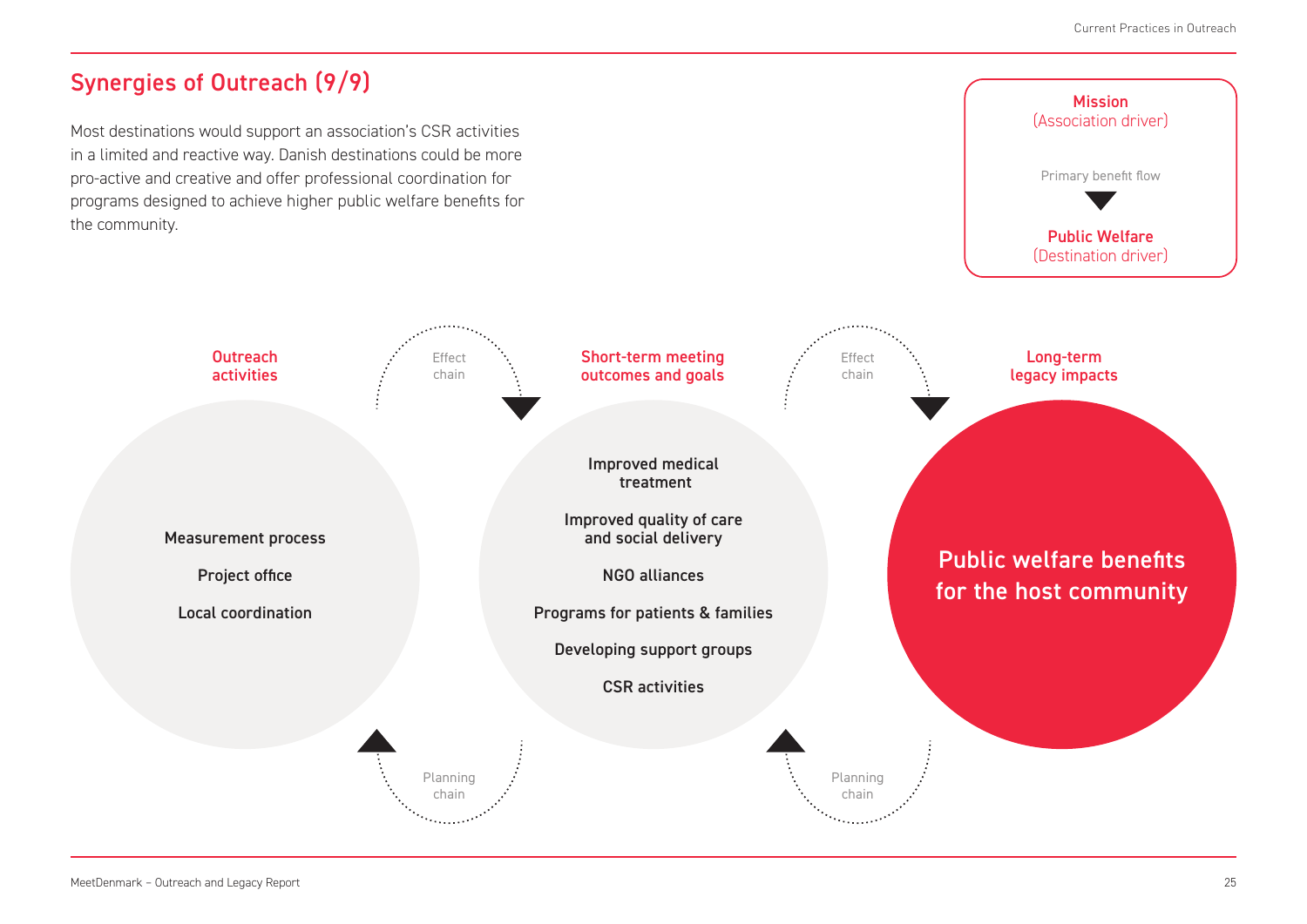## Synergies of Outreach (9/9)

Most destinations would support an association's CSR activities in a limited and reactive way. Danish destinations could be more pro-active and creative and offer professional coordination for programs designed to achieve higher public welfare benefits for the community.

**Mission**
(Association driver)

Primary benefit flow

**Public Welfare**
(Destination driver)

**Outreach activities**

- Measurement process
- Project office
- Local coordination

Effect chain

Planning chain

**Short-term meeting outcomes and goals**

- Improved medical treatment
- Improved quality of care and social delivery
- NGO alliances
- Programs for patients & families
- Developing support groups
- CSR activities

Effect chain

Planning chain

**Long-term legacy impacts**

Public welfare benefits for the host community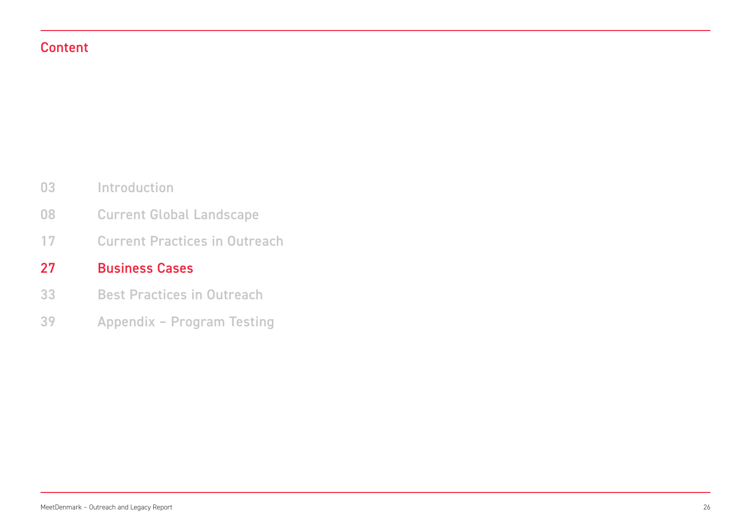## Content

| | |
|---|---|
| 03 | Introduction |
| 08 | Current Global Landscape |
| 17 | Current Practices in Outreach |
| **27** | **Business Cases** |
| 33 | Best Practices in Outreach |
| 39 | Appendix – Program Testing |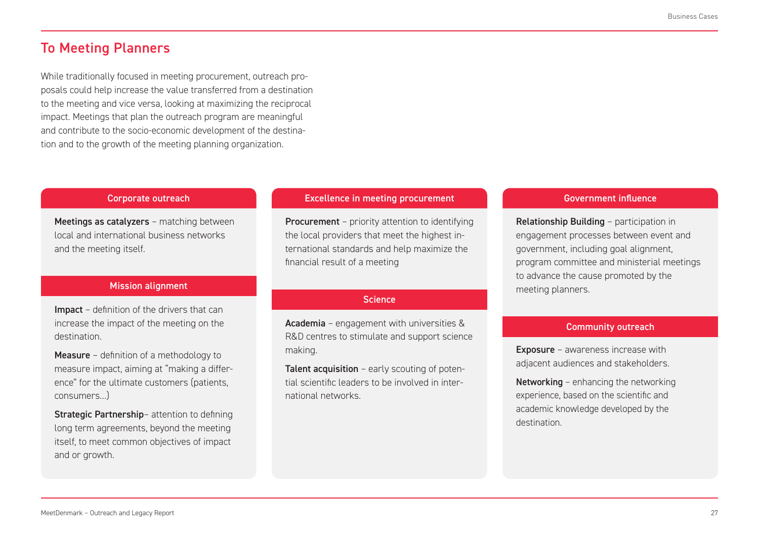## To Meeting Planners

While traditionally focused in meeting procurement, outreach proposals could help increase the value transferred from a destination to the meeting and vice versa, looking at maximizing the reciprocal impact. Meetings that plan the outreach program are meaningful and contribute to the socio-economic development of the destination and to the growth of the meeting planning organization.

### Corporate outreach

**Meetings as catalyzers** – matching between local and international business networks and the meeting itself.

### Mission alignment

**Impact** – definition of the drivers that can increase the impact of the meeting on the destination.

**Measure** – definition of a methodology to measure impact, aiming at "making a difference" for the ultimate customers (patients, consumers...)

**Strategic Partnership**– attention to defining long term agreements, beyond the meeting itself, to meet common objectives of impact and or growth.

### Excellence in meeting procurement

**Procurement** – priority attention to identifying the local providers that meet the highest international standards and help maximize the financial result of a meeting

### Science

**Academia** – engagement with universities & R&D centres to stimulate and support science making.

**Talent acquisition** – early scouting of potential scientific leaders to be involved in international networks.

### Government influence

**Relationship Building** – participation in engagement processes between event and government, including goal alignment, program committee and ministerial meetings to advance the cause promoted by the meeting planners.

### Community outreach

**Exposure** – awareness increase with adjacent audiences and stakeholders.

**Networking** – enhancing the networking experience, based on the scientific and academic knowledge developed by the destination.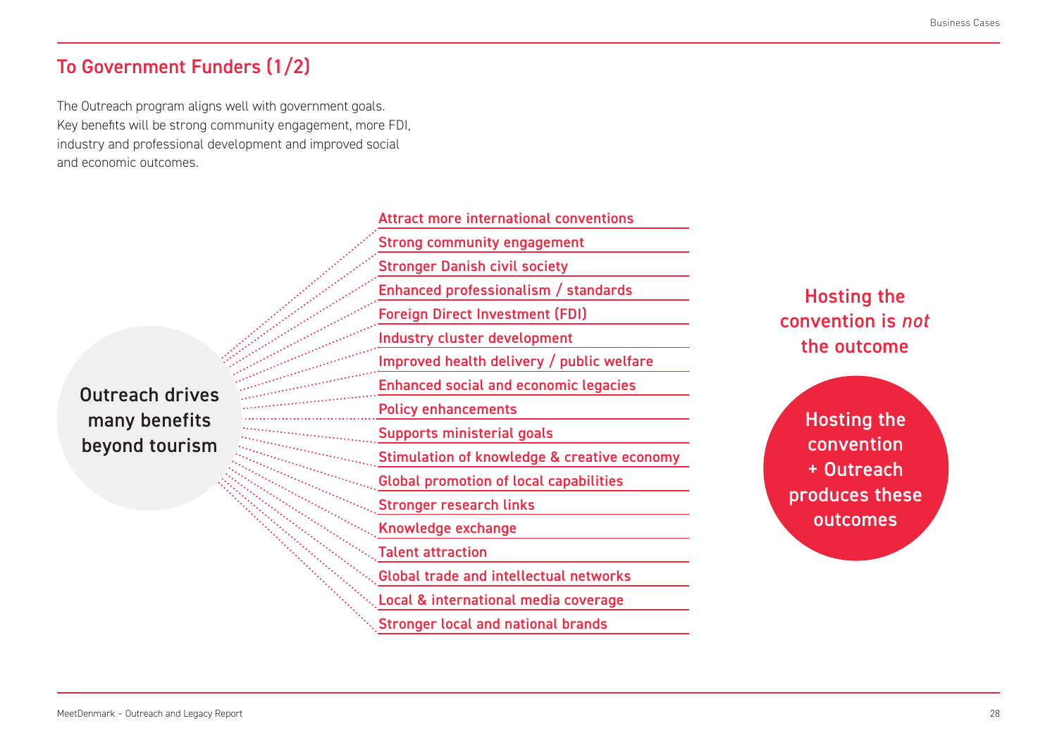## To Government Funders (1/2)

The Outreach program aligns well with government goals. Key benefits will be strong community engagement, more FDI, industry and professional development and improved social and economic outcomes.

**Outreach drives many benefits beyond tourism**

- Attract more international conventions
- Strong community engagement
- Stronger Danish civil society
- Enhanced professionalism / standards
- Foreign Direct Investment (FDI)
- Industry cluster development
- Improved health delivery / public welfare
- Enhanced social and economic legacies
- Policy enhancements
- Supports ministerial goals
- Stimulation of knowledge & creative economy
- Global promotion of local capabilities
- Stronger research links
- Knowledge exchange
- Talent attraction
- Global trade and intellectual networks
- Local & international media coverage
- Stronger local and national brands

Hosting the convention is *not* the outcome

**Hosting the convention + Outreach produces these outcomes**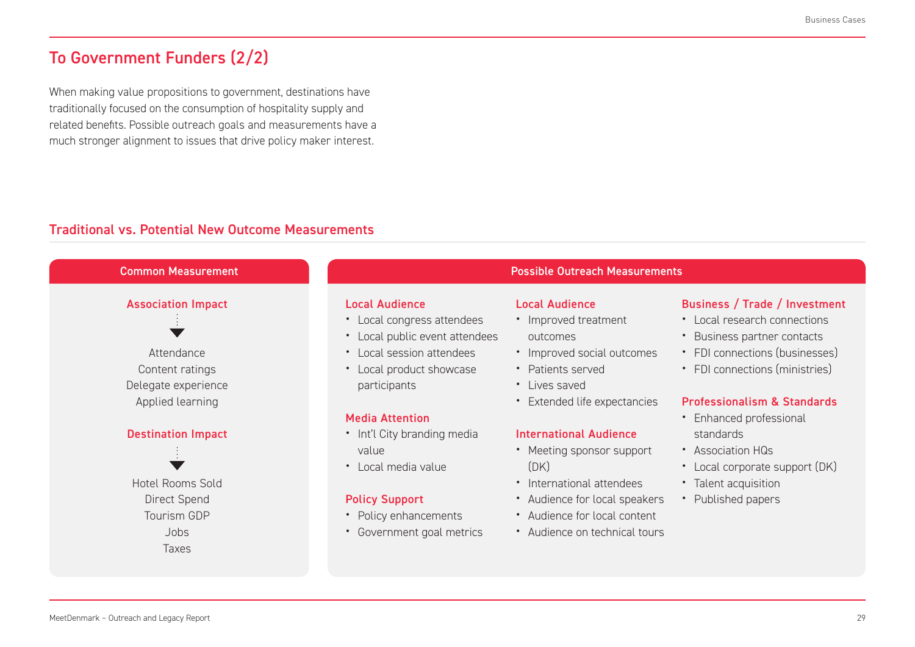## To Government Funders (2/2)

When making value propositions to government, destinations have traditionally focused on the consumption of hospitality supply and related benefits. Possible outreach goals and measurements have a much stronger alignment to issues that drive policy maker interest.

### Traditional vs. Potential New Outcome Measurements

#### Common Measurement

**Association Impact**

↓

Attendance
Content ratings
Delegate experience
Applied learning

**Destination Impact**

↓

Hotel Rooms Sold
Direct Spend
Tourism GDP
Jobs
Taxes

#### Possible Outreach Measurements

**Local Audience**

- Local congress attendees
- Local public event attendees
- Local session attendees
- Local product showcase participants

**Media Attention**

- Int'l City branding media value
- Local media value

**Policy Support**

- Policy enhancements
- Government goal metrics

**Local Audience**

- Improved treatment outcomes
- Improved social outcomes
- Patients served
- Lives saved
- Extended life expectancies

**International Audience**

- Meeting sponsor support (DK)
- International attendees
- Audience for local speakers
- Audience for local content
- Audience on technical tours

**Business / Trade / Investment**

- Local research connections
- Business partner contacts
- FDI connections (businesses)
- FDI connections (ministries)

**Professionalism & Standards**

- Enhanced professional standards
- Association HQs
- Local corporate support (DK)
- Talent acquisition
- Published papers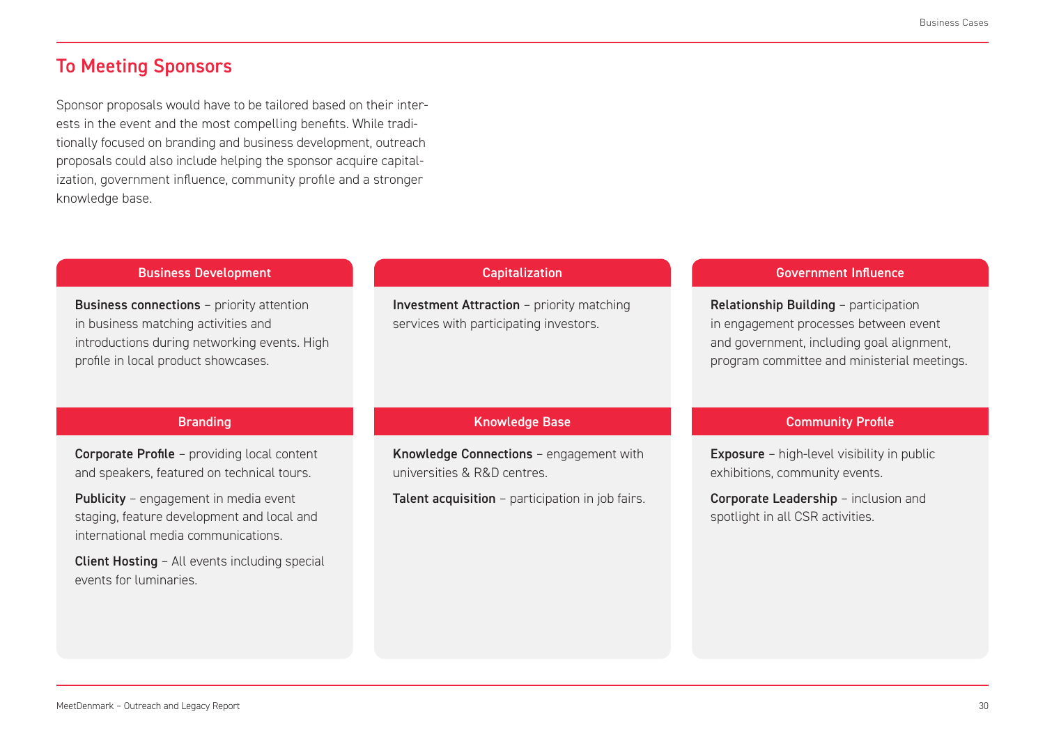## To Meeting Sponsors

Sponsor proposals would have to be tailored based on their interests in the event and the most compelling benefits. While traditionally focused on branding and business development, outreach proposals could also include helping the sponsor acquire capitalization, government influence, community profile and a stronger knowledge base.

### Business Development

**Business connections** – priority attention in business matching activities and introductions during networking events. High profile in local product showcases.

### Capitalization

**Investment Attraction** – priority matching services with participating investors.

### Government Influence

**Relationship Building** – participation in engagement processes between event and government, including goal alignment, program committee and ministerial meetings.

### Branding

**Corporate Profile** – providing local content and speakers, featured on technical tours.

**Publicity** – engagement in media event staging, feature development and local and international media communications.

**Client Hosting** – All events including special events for luminaries.

### Knowledge Base

**Knowledge Connections** – engagement with universities & R&D centres.

**Talent acquisition** – participation in job fairs.

### Community Profile

**Exposure** – high-level visibility in public exhibitions, community events.

**Corporate Leadership** – inclusion and spotlight in all CSR activities.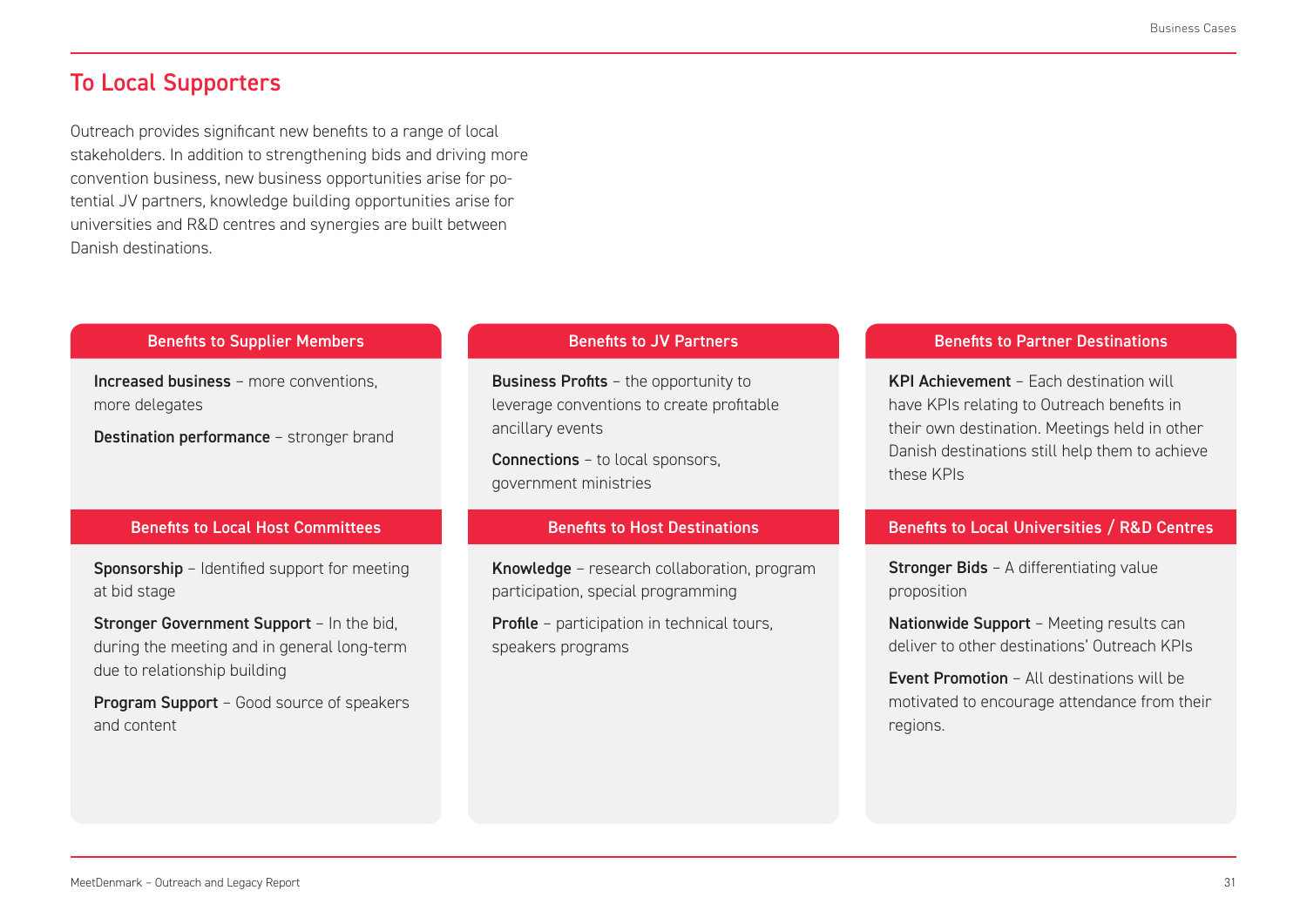## To Local Supporters

Outreach provides significant new benefits to a range of local stakeholders. In addition to strengthening bids and driving more convention business, new business opportunities arise for potential JV partners, knowledge building opportunities arise for universities and R&D centres and synergies are built between Danish destinations.

### Benefits to Supplier Members

**Increased business** – more conventions, more delegates

**Destination performance** – stronger brand

### Benefits to JV Partners

**Business Profits** – the opportunity to leverage conventions to create profitable ancillary events

**Connections** – to local sponsors, government ministries

### Benefits to Partner Destinations

**KPI Achievement** – Each destination will have KPIs relating to Outreach benefits in their own destination. Meetings held in other Danish destinations still help them to achieve these KPIs

### Benefits to Local Host Committees

**Sponsorship** – Identified support for meeting at bid stage

**Stronger Government Support** – In the bid, during the meeting and in general long-term due to relationship building

**Program Support** – Good source of speakers and content

### Benefits to Host Destinations

**Knowledge** – research collaboration, program participation, special programming

**Profile** – participation in technical tours, speakers programs

### Benefits to Local Universities / R&D Centres

**Stronger Bids** – A differentiating value proposition

**Nationwide Support** – Meeting results can deliver to other destinations' Outreach KPIs

**Event Promotion** – All destinations will be motivated to encourage attendance from their regions.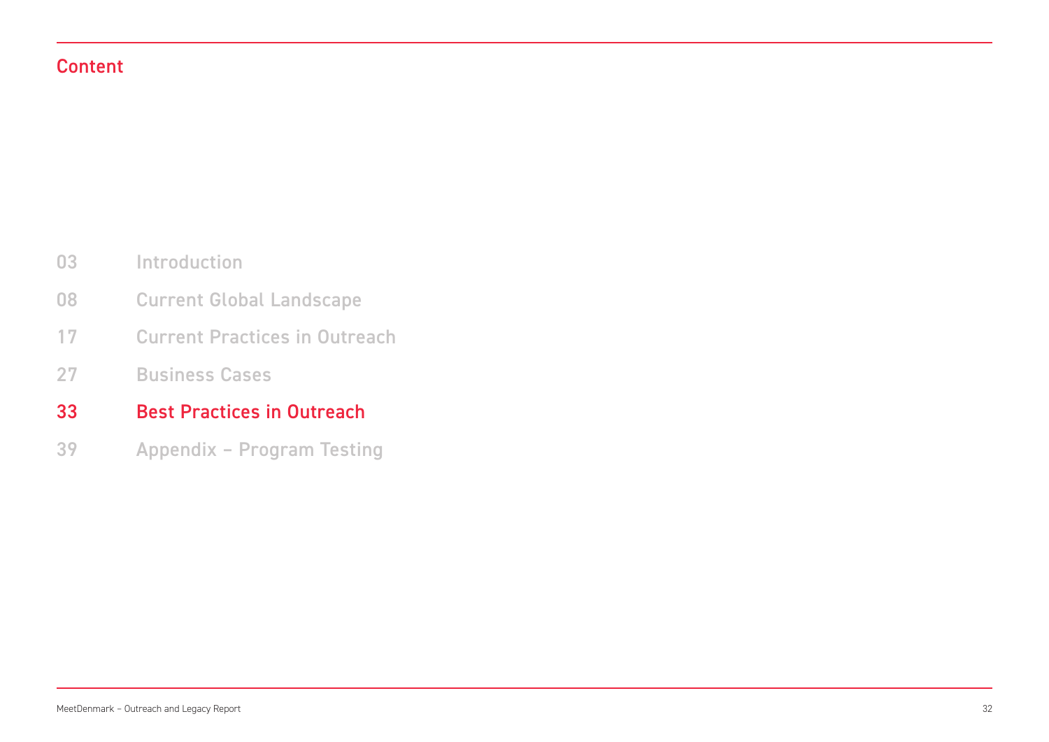## Content

| | |
|---|---|
| 03 | Introduction |
| 08 | Current Global Landscape |
| 17 | Current Practices in Outreach |
| 27 | Business Cases |
| 33 | Best Practices in Outreach |
| 39 | Appendix – Program Testing |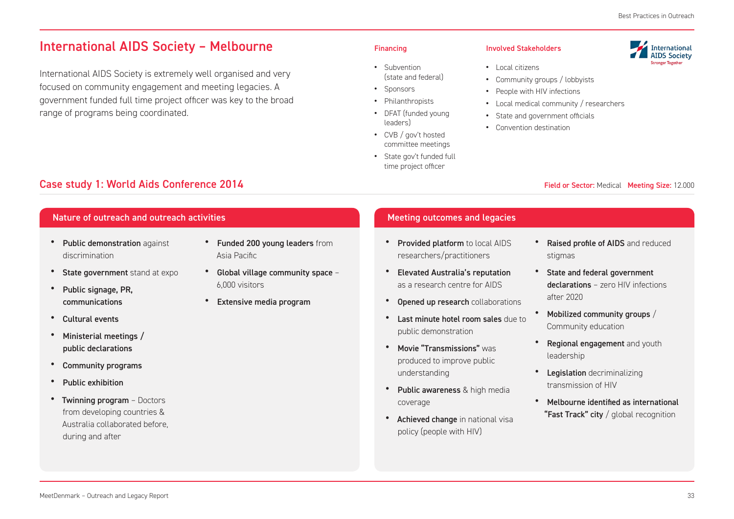## International AIDS Society – Melbourne

International AIDS Society is extremely well organised and very focused on community engagement and meeting legacies. A government funded full time project officer was key to the broad range of programs being coordinated.

### Financing

- Subvention (state and federal)
- Sponsors
- Philanthropists
- DFAT (funded young leaders)
- CVB / gov't hosted committee meetings
- State gov't funded full time project officer

### Involved Stakeholders

- Local citizens
- Community groups / lobbyists
- People with HIV infections
- Local medical community / researchers
- State and government officials
- Convention destination

International AIDS Society
Stronger Together

## Case study 1: World Aids Conference 2014

**Field or Sector:** Medical **Meeting Size:** 12.000

### Nature of outreach and outreach activities

- **Public demonstration** against discrimination
- **State government** stand at expo
- **Public signage, PR, communications**
- **Cultural events**
- **Ministerial meetings / public declarations**
- **Community programs**
- **Public exhibition**
- **Twinning program** – Doctors from developing countries & Australia collaborated before, during and after
- **Funded 200 young leaders** from Asia Pacific
- **Global village community space** – 6,000 visitors
- **Extensive media program**

### Meeting outcomes and legacies

- **Provided platform** to local AIDS researchers/practitioners
- **Elevated Australia's reputation** as a research centre for AIDS
- **Opened up research** collaborations
- **Last minute hotel room sales** due to public demonstration
- **Movie "Transmissions"** was produced to improve public understanding
- **Public awareness** & high media coverage
- **Achieved change** in national visa policy (people with HIV)
- **Raised profile of AIDS** and reduced stigmas
- **State and federal government declarations** – zero HIV infections after 2020
- **Mobilized community groups** / Community education
- **Regional engagement** and youth leadership
- **Legislation** decriminalizing transmission of HIV
- **Melbourne identified as international "Fast Track" city** / global recognition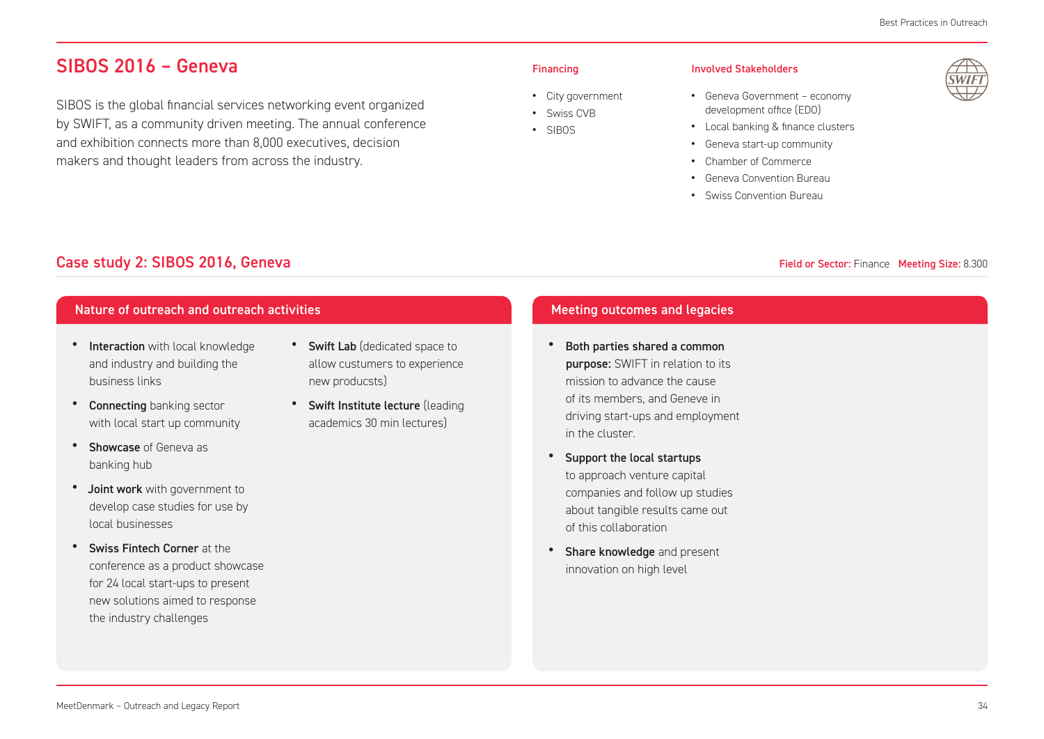# SIBOS 2016 – Geneva

SIBOS is the global financial services networking event organized by SWIFT, as a community driven meeting. The annual conference and exhibition connects more than 8,000 executives, decision makers and thought leaders from across the industry.

### Financing

- City government
- Swiss CVB
- SIBOS

### Involved Stakeholders

- Geneva Government – economy development office (EDO)
- Local banking & finance clusters
- Geneva start-up community
- Chamber of Commerce
- Geneva Convention Bureau
- Swiss Convention Bureau

## Case study 2: SIBOS 2016, Geneva

**Field or Sector:** Finance **Meeting Size:** 8.300

### Nature of outreach and outreach activities

- **Interaction** with local knowledge and industry and building the business links
- **Connecting** banking sector with local start up community
- **Showcase** of Geneva as banking hub
- **Joint work** with government to develop case studies for use by local businesses
- **Swiss Fintech Corner** at the conference as a product showcase for 24 local start-ups to present new solutions aimed to response the industry challenges
- **Swift Lab** (dedicated space to allow custumers to experience new producsts)
- **Swift Institute lecture** (leading academics 30 min lectures)

### Meeting outcomes and legacies

- **Both parties shared a common purpose:** SWIFT in relation to its mission to advance the cause of its members, and Geneve in driving start-ups and employment in the cluster.
- **Support the local startups** to approach venture capital companies and follow up studies about tangible results came out of this collaboration
- **Share knowledge** and present innovation on high level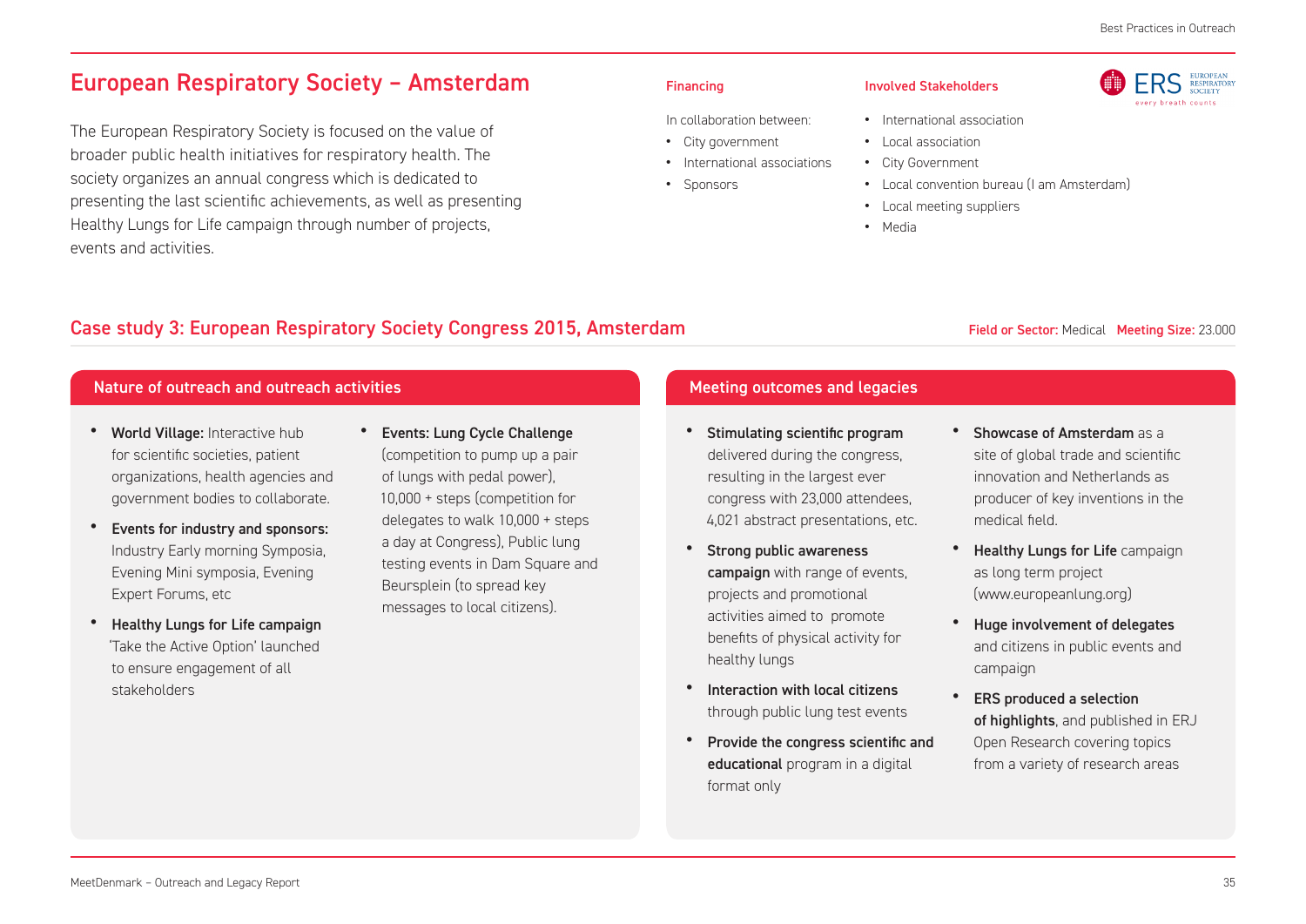# European Respiratory Society – Amsterdam

The European Respiratory Society is focused on the value of broader public health initiatives for respiratory health. The society organizes an annual congress which is dedicated to presenting the last scientific achievements, as well as presenting Healthy Lungs for Life campaign through number of projects, events and activities.

### Financing

In collaboration between:

- City government
- International associations
- Sponsors

### Involved Stakeholders

- International association
- Local association
- City Government
- Local convention bureau (I am Amsterdam)
- Local meeting suppliers
- Media

## Case study 3: European Respiratory Society Congress 2015, Amsterdam

**Field or Sector:** Medical **Meeting Size:** 23.000

### Nature of outreach and outreach activities

- **World Village:** Interactive hub for scientific societies, patient organizations, health agencies and government bodies to collaborate.
- **Events for industry and sponsors:** Industry Early morning Symposia, Evening Mini symposia, Evening Expert Forums, etc
- **Healthy Lungs for Life campaign** 'Take the Active Option' launched to ensure engagement of all stakeholders
- **Events: Lung Cycle Challenge** (competition to pump up a pair of lungs with pedal power), 10,000 + steps (competition for delegates to walk 10,000 + steps a day at Congress), Public lung testing events in Dam Square and Beursplein (to spread key messages to local citizens).

### Meeting outcomes and legacies

- **Stimulating scientific program** delivered during the congress, resulting in the largest ever congress with 23,000 attendees, 4,021 abstract presentations, etc.
- **Strong public awareness campaign** with range of events, projects and promotional activities aimed to promote benefits of physical activity for healthy lungs
- **Interaction with local citizens** through public lung test events
- **Provide the congress scientific and educational** program in a digital format only
- **Showcase of Amsterdam** as a site of global trade and scientific innovation and Netherlands as producer of key inventions in the medical field.
- **Healthy Lungs for Life** campaign as long term project (www.europeanlung.org)
- **Huge involvement of delegates** and citizens in public events and campaign
- **ERS produced a selection of highlights**, and published in ERJ Open Research covering topics from a variety of research areas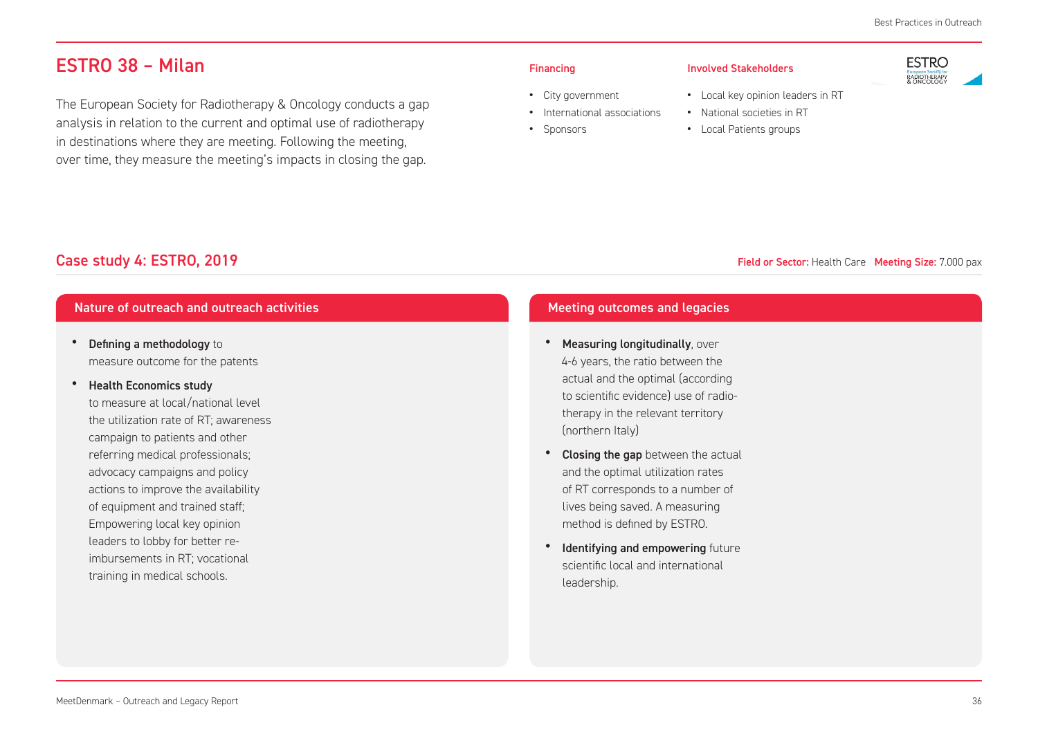## ESTRO 38 – Milan

The European Society for Radiotherapy & Oncology conducts a gap analysis in relation to the current and optimal use of radiotherapy in destinations where they are meeting. Following the meeting, over time, they measure the meeting's impacts in closing the gap.

**Financing**

- City government
- International associations
- Sponsors

**Involved Stakeholders**

- Local key opinion leaders in RT
- National societies in RT
- Local Patients groups

## Case study 4: ESTRO, 2019

**Field or Sector:** Health Care **Meeting Size:** 7.000 pax

### Nature of outreach and outreach activities

- **Defining a methodology** to measure outcome for the patents
- **Health Economics study** to measure at local/national level the utilization rate of RT; awareness campaign to patients and other referring medical professionals; advocacy campaigns and policy actions to improve the availability of equipment and trained staff; Empowering local key opinion leaders to lobby for better re-imbursements in RT; vocational training in medical schools.

### Meeting outcomes and legacies

- **Measuring longitudinally**, over 4-6 years, the ratio between the actual and the optimal (according to scientific evidence) use of radio-therapy in the relevant territory (northern Italy)
- **Closing the gap** between the actual and the optimal utilization rates of RT corresponds to a number of lives being saved. A measuring method is defined by ESTRO.
- **Identifying and empowering** future scientific local and international leadership.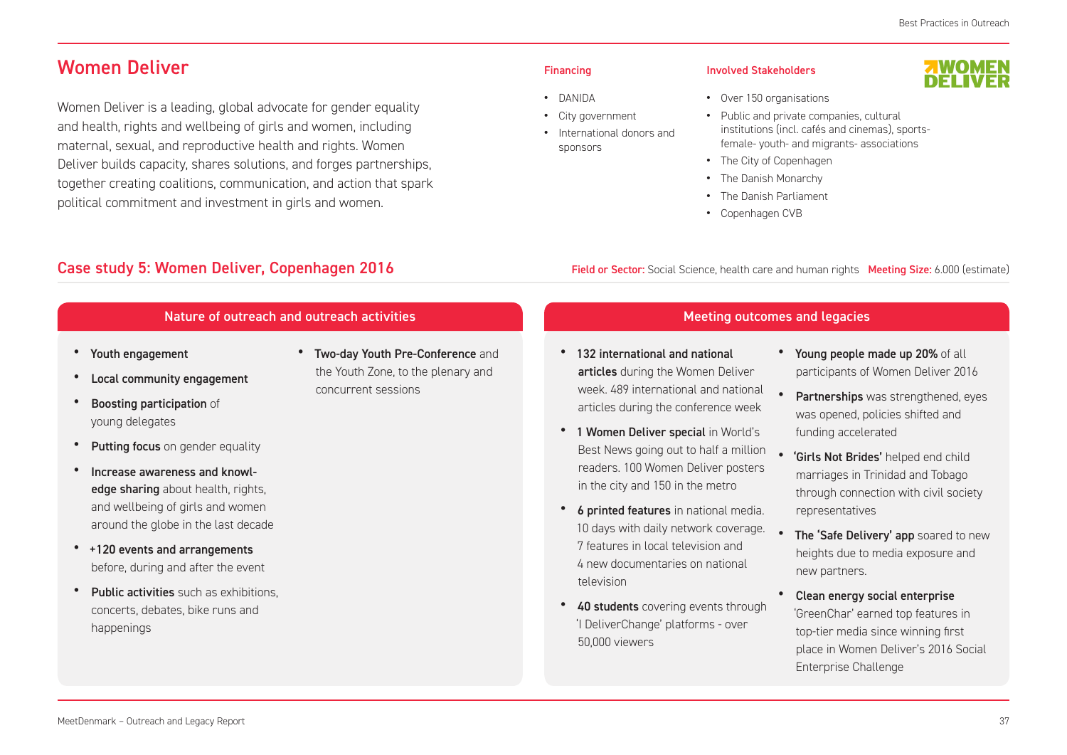## Women Deliver

Women Deliver is a leading, global advocate for gender equality and health, rights and wellbeing of girls and women, including maternal, sexual, and reproductive health and rights. Women Deliver builds capacity, shares solutions, and forges partnerships, together creating coalitions, communication, and action that spark political commitment and investment in girls and women.

### Financing

- DANIDA
- City government
- International donors and sponsors

### Involved Stakeholders

- Over 150 organisations
- Public and private companies, cultural institutions (incl. cafés and cinemas), sports- female- youth- and migrants- associations
- The City of Copenhagen
- The Danish Monarchy
- The Danish Parliament
- Copenhagen CVB

## Case study 5: Women Deliver, Copenhagen 2016

**Field or Sector:** Social Science, health care and human rights **Meeting Size:** 6.000 (estimate)

### Nature of outreach and outreach activities

- **Youth engagement**
- **Local community engagement**
- **Boosting participation** of young delegates
- **Putting focus** on gender equality
- **Increase awareness and knowledge sharing** about health, rights, and wellbeing of girls and women around the globe in the last decade
- **+120 events and arrangements** before, during and after the event
- **Public activities** such as exhibitions, concerts, debates, bike runs and happenings
- **Two-day Youth Pre-Conference** and the Youth Zone, to the plenary and concurrent sessions

### Meeting outcomes and legacies

- **132 international and national articles** during the Women Deliver week. 489 international and national articles during the conference week
- **1 Women Deliver special** in World's Best News going out to half a million readers. 100 Women Deliver posters in the city and 150 in the metro
- **6 printed features** in national media. 10 days with daily network coverage. 7 features in local television and 4 new documentaries on national television
- **40 students** covering events through 'I DeliverChange' platforms - over 50,000 viewers
- **Young people made up 20%** of all participants of Women Deliver 2016
- **Partnerships** was strengthened, eyes was opened, policies shifted and funding accelerated
- **'Girls Not Brides'** helped end child marriages in Trinidad and Tobago through connection with civil society representatives
- **The 'Safe Delivery' app** soared to new heights due to media exposure and new partners.
- **Clean energy social enterprise** 'GreenChar' earned top features in top-tier media since winning first place in Women Deliver's 2016 Social Enterprise Challenge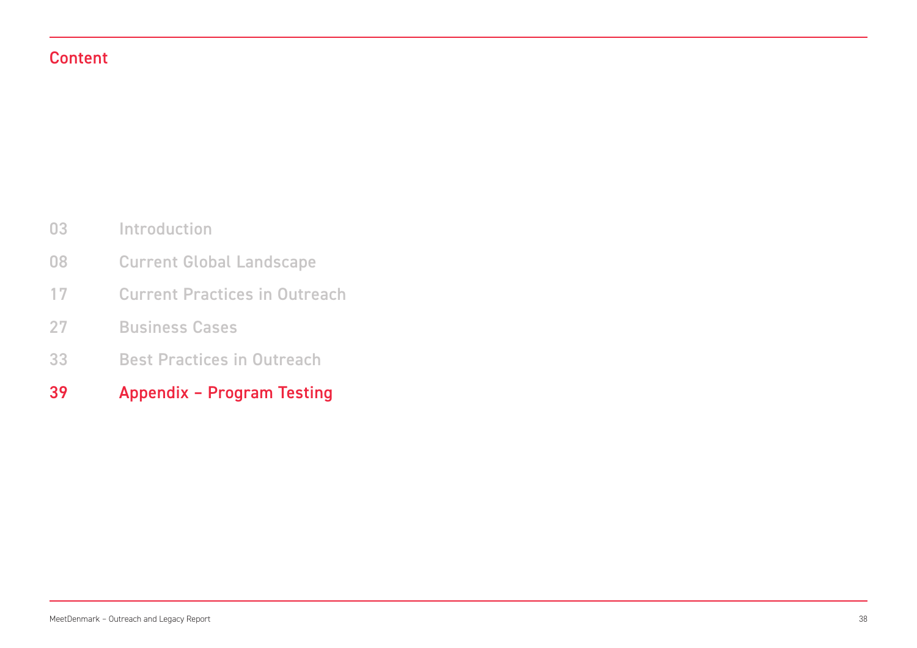## Content

| | |
|---|---|
| 03 | Introduction |
| 08 | Current Global Landscape |
| 17 | Current Practices in Outreach |
| 27 | Business Cases |
| 33 | Best Practices in Outreach |
| 39 | **Appendix – Program Testing** |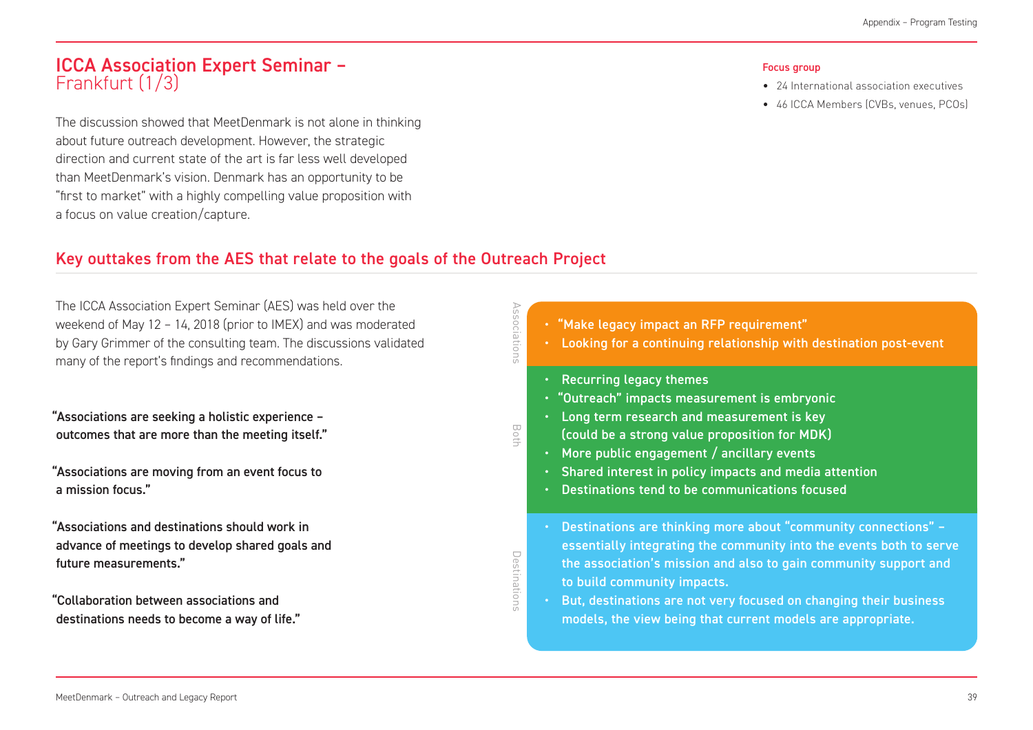# ICCA Association Expert Seminar – Frankfurt (1/3)

The discussion showed that MeetDenmark is not alone in thinking about future outreach development. However, the strategic direction and current state of the art is far less well developed than MeetDenmark's vision. Denmark has an opportunity to be "first to market" with a highly compelling value proposition with a focus on value creation/capture.

**Focus group**

- 24 International association executives
- 46 ICCA Members (CVBs, venues, PCOs)

## Key outtakes from the AES that relate to the goals of the Outreach Project

The ICCA Association Expert Seminar (AES) was held over the weekend of May 12 – 14, 2018 (prior to IMEX) and was moderated by Gary Grimmer of the consulting team. The discussions validated many of the report's findings and recommendations.

**"Associations are seeking a holistic experience – outcomes that are more than the meeting itself."**

**"Associations are moving from an event focus to a mission focus."**

**"Associations and destinations should work in advance of meetings to develop shared goals and future measurements."**

**"Collaboration between associations and destinations needs to become a way of life."**

**Associations**

- "Make legacy impact an RFP requirement"
- Looking for a continuing relationship with destination post-event

**Both**

- Recurring legacy themes
- "Outreach" impacts measurement is embryonic
- Long term research and measurement is key (could be a strong value proposition for MDK)
- More public engagement / ancillary events
- Shared interest in policy impacts and media attention
- Destinations tend to be communications focused

**Destinations**

- Destinations are thinking more about "community connections" – essentially integrating the community into the events both to serve the association's mission and also to gain community support and to build community impacts.
- But, destinations are not very focused on changing their business models, the view being that current models are appropriate.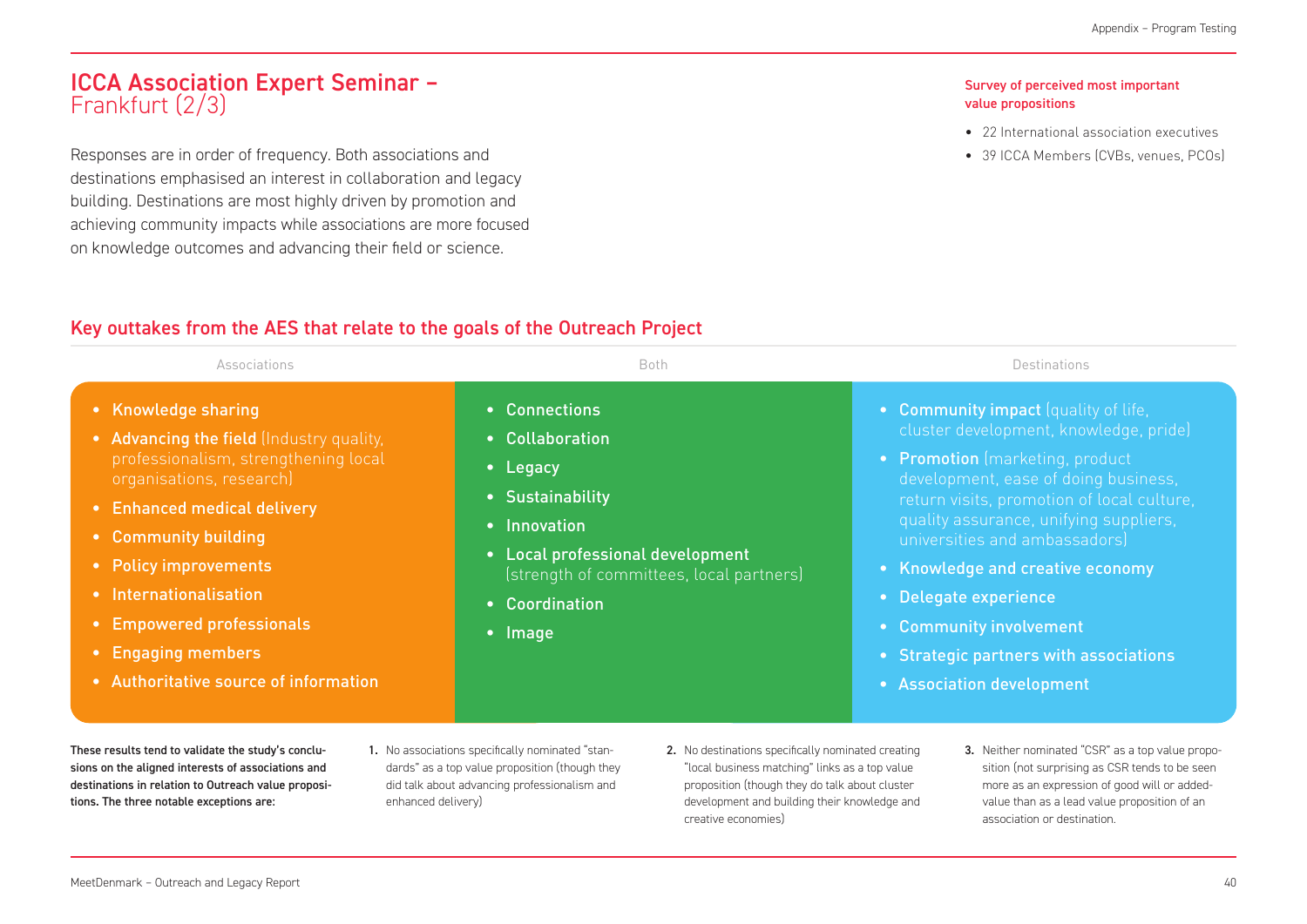# ICCA Association Expert Seminar – Frankfurt (2/3)

Responses are in order of frequency. Both associations and destinations emphasised an interest in collaboration and legacy building. Destinations are most highly driven by promotion and achieving community impacts while associations are more focused on knowledge outcomes and advancing their field or science.

**Survey of perceived most important value propositions**

- 22 International association executives
- 39 ICCA Members (CVBs, venues, PCOs)

## Key outtakes from the AES that relate to the goals of the Outreach Project

### Associations

- **Knowledge sharing**
- **Advancing the field** (Industry quality, professionalism, strengthening local organisations, research)
- **Enhanced medical delivery**
- **Community building**
- **Policy improvements**
- **Internationalisation**
- **Empowered professionals**
- **Engaging members**
- **Authoritative source of information**

### Both

- **Connections**
- **Collaboration**
- **Legacy**
- **Sustainability**
- **Innovation**
- **Local professional development** (strength of committees, local partners)
- **Coordination**
- **Image**

### Destinations

- **Community impact** (quality of life, cluster development, knowledge, pride)
- **Promotion** (marketing, product development, ease of doing business, return visits, promotion of local culture, quality assurance, unifying suppliers, universities and ambassadors)
- **Knowledge and creative economy**
- **Delegate experience**
- **Community involvement**
- **Strategic partners with associations**
- **Association development**

**These results tend to validate the study's conclusions on the aligned interests of associations and destinations in relation to Outreach value propositions. The three notable exceptions are:**

1. No associations specifically nominated "standards" as a top value proposition (though they did talk about advancing professionalism and enhanced delivery)
2. No destinations specifically nominated creating "local business matching" links as a top value proposition (though they do talk about cluster development and building their knowledge and creative economies)
3. Neither nominated "CSR" as a top value proposition (not surprising as CSR tends to be seen more as an expression of good will or added-value than as a lead value proposition of an association or destination.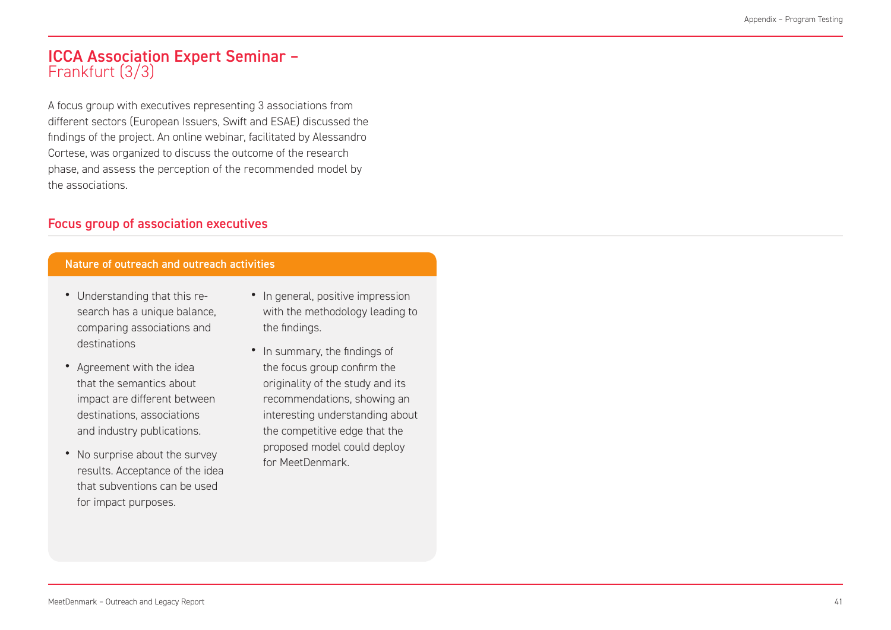# ICCA Association Expert Seminar – Frankfurt (3/3)

A focus group with executives representing 3 associations from different sectors (European Issuers, Swift and ESAE) discussed the findings of the project. An online webinar, facilitated by Alessandro Cortese, was organized to discuss the outcome of the research phase, and assess the perception of the recommended model by the associations.

## Focus group of association executives

### Nature of outreach and outreach activities

- Understanding that this research has a unique balance, comparing associations and destinations
- Agreement with the idea that the semantics about impact are different between destinations, associations and industry publications.
- No surprise about the survey results. Acceptance of the idea that subventions can be used for impact purposes.
- In general, positive impression with the methodology leading to the findings.
- In summary, the findings of the focus group confirm the originality of the study and its recommendations, showing an interesting understanding about the competitive edge that the proposed model could deploy for MeetDenmark.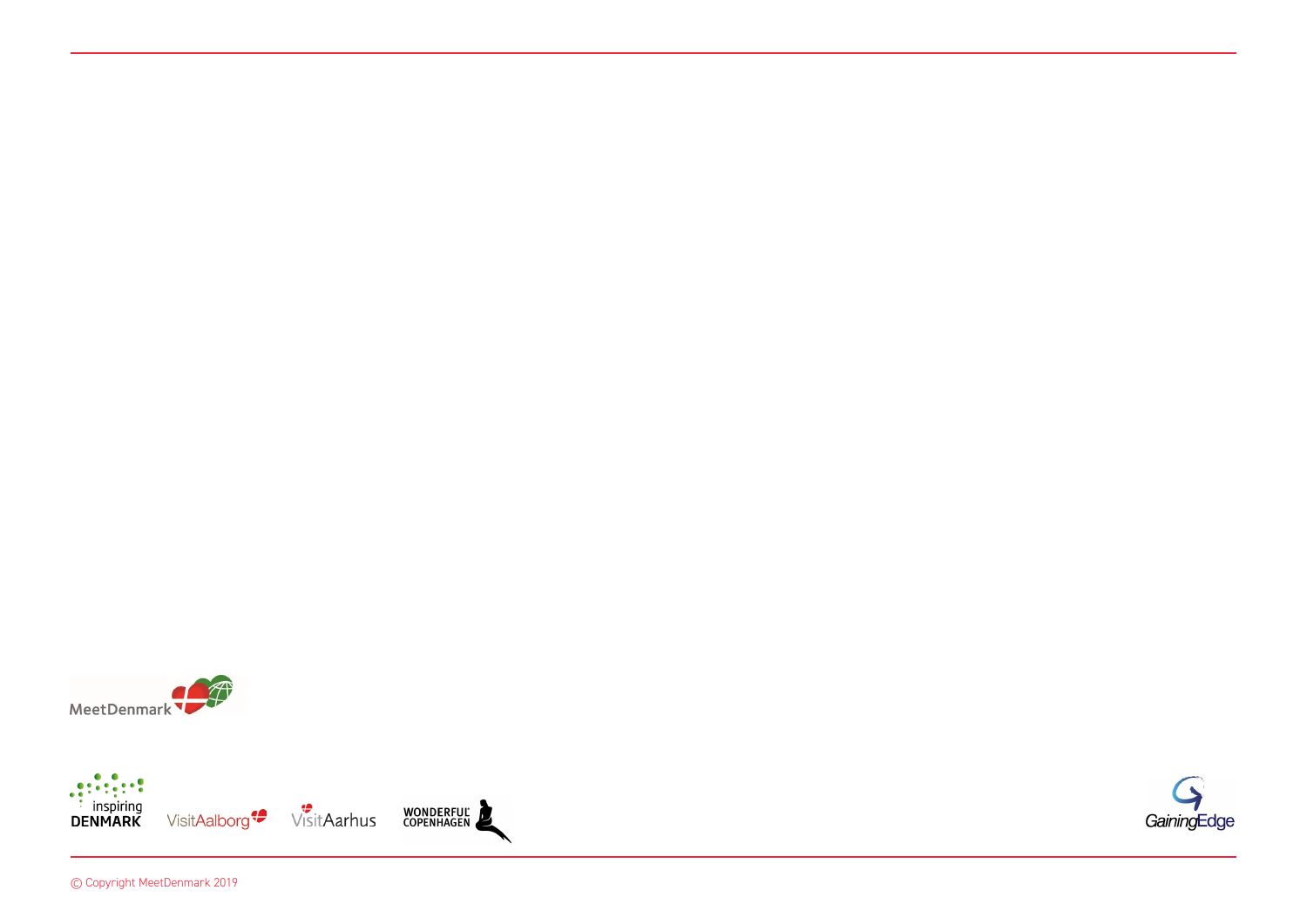MeetDenmark

inspiring DENMARK VisitAalborg VisitAarhus WONDERFUL COPENHAGEN

GainingEdge

© Copyright MeetDenmark 2019